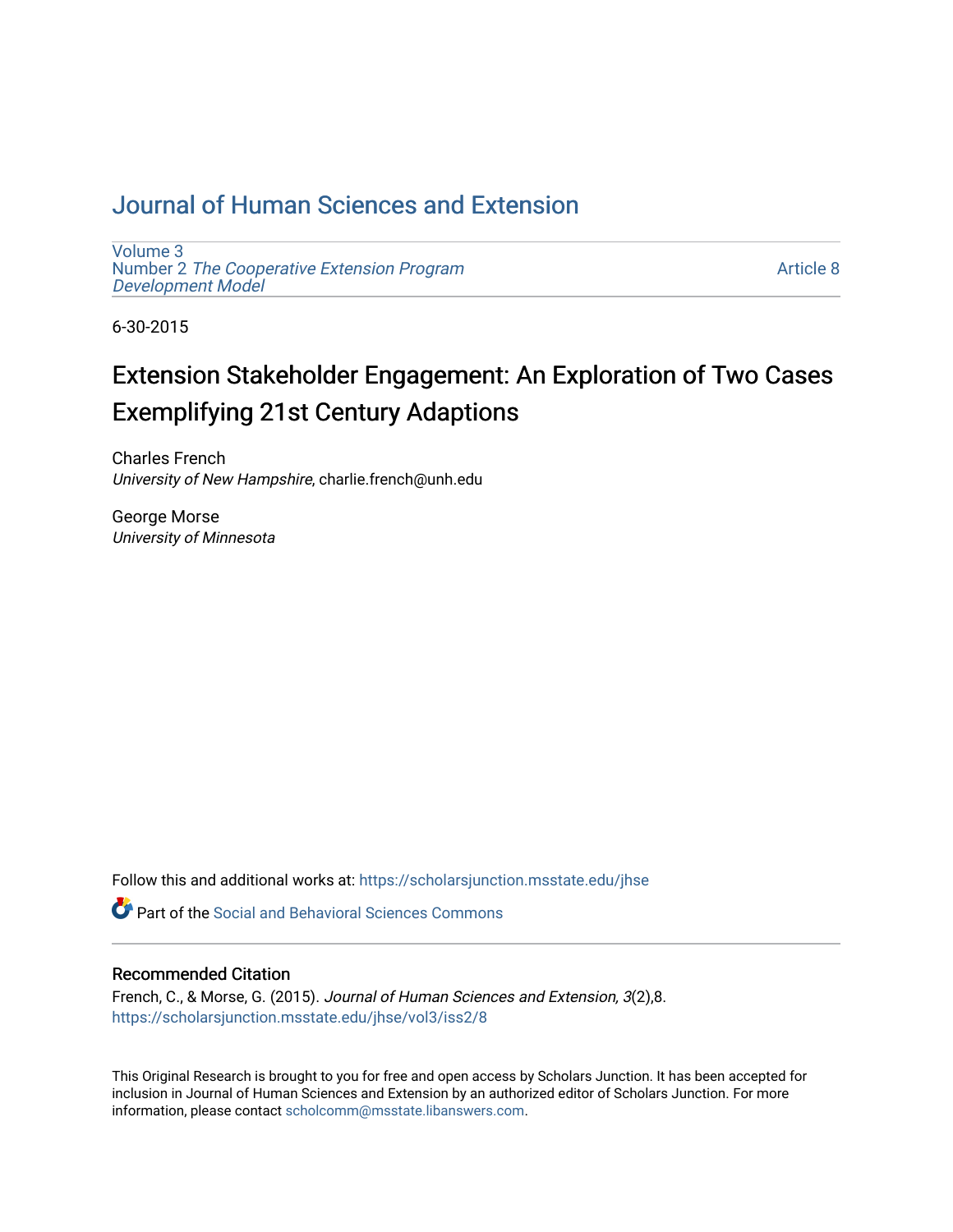# Journal of Human Sciences and Extension

Volume 3
Number 2 *The Cooperative Extension Program Development Model*

Article 8

6-30-2015

## Extension Stakeholder Engagement: An Exploration of Two Cases Exemplifying 21st Century Adaptions

Charles French
*University of New Hampshire*, charlie.french@unh.edu

George Morse
*University of Minnesota*

Follow this and additional works at: https://scholarsjunction.msstate.edu/jhse

Part of the Social and Behavioral Sciences Commons

### Recommended Citation

French, C., & Morse, G. (2015). *Journal of Human Sciences and Extension, 3*(2),8.
https://scholarsjunction.msstate.edu/jhse/vol3/iss2/8

This Original Research is brought to you for free and open access by Scholars Junction. It has been accepted for inclusion in Journal of Human Sciences and Extension by an authorized editor of Scholars Junction. For more information, please contact scholcomm@msstate.libanswers.com.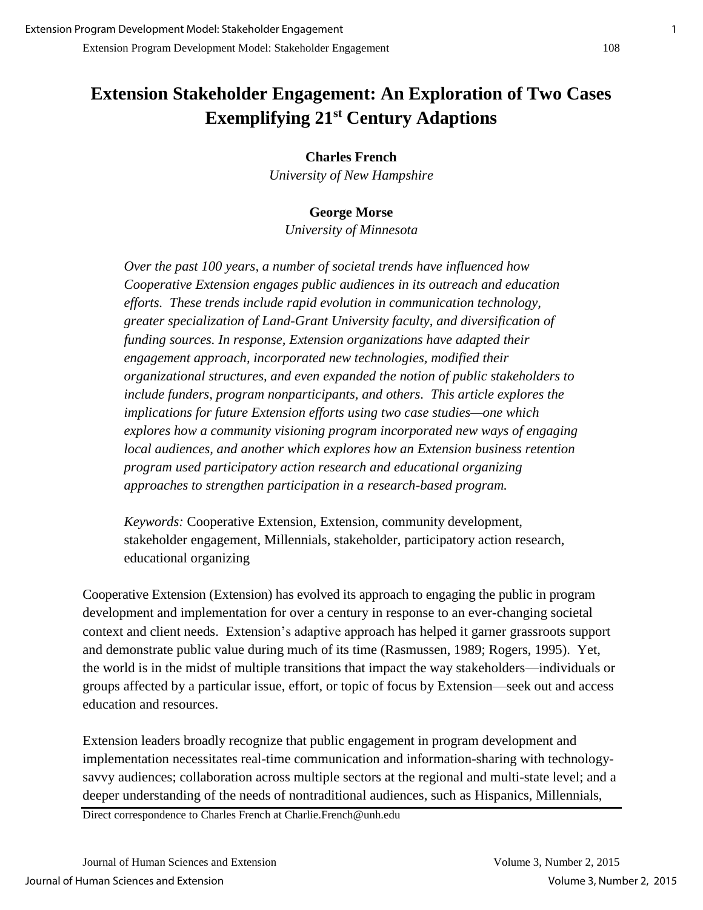# Extension Stakeholder Engagement: An Exploration of Two Cases Exemplifying 21st Century Adaptions

**Charles French**
*University of New Hampshire*

**George Morse**
*University of Minnesota*

*Over the past 100 years, a number of societal trends have influenced how Cooperative Extension engages public audiences in its outreach and education efforts. These trends include rapid evolution in communication technology, greater specialization of Land-Grant University faculty, and diversification of funding sources. In response, Extension organizations have adapted their engagement approach, incorporated new technologies, modified their organizational structures, and even expanded the notion of public stakeholders to include funders, program nonparticipants, and others. This article explores the implications for future Extension efforts using two case studies—one which explores how a community visioning program incorporated new ways of engaging local audiences, and another which explores how an Extension business retention program used participatory action research and educational organizing approaches to strengthen participation in a research-based program.*

*Keywords:* Cooperative Extension, Extension, community development, stakeholder engagement, Millennials, stakeholder, participatory action research, educational organizing

Cooperative Extension (Extension) has evolved its approach to engaging the public in program development and implementation for over a century in response to an ever-changing societal context and client needs. Extension's adaptive approach has helped it garner grassroots support and demonstrate public value during much of its time (Rasmussen, 1989; Rogers, 1995). Yet, the world is in the midst of multiple transitions that impact the way stakeholders—individuals or groups affected by a particular issue, effort, or topic of focus by Extension—seek out and access education and resources.

Extension leaders broadly recognize that public engagement in program development and implementation necessitates real-time communication and information-sharing with technology-savvy audiences; collaboration across multiple sectors at the regional and multi-state level; and a deeper understanding of the needs of nontraditional audiences, such as Hispanics, Millennials,

Direct correspondence to Charles French at Charlie.French@unh.edu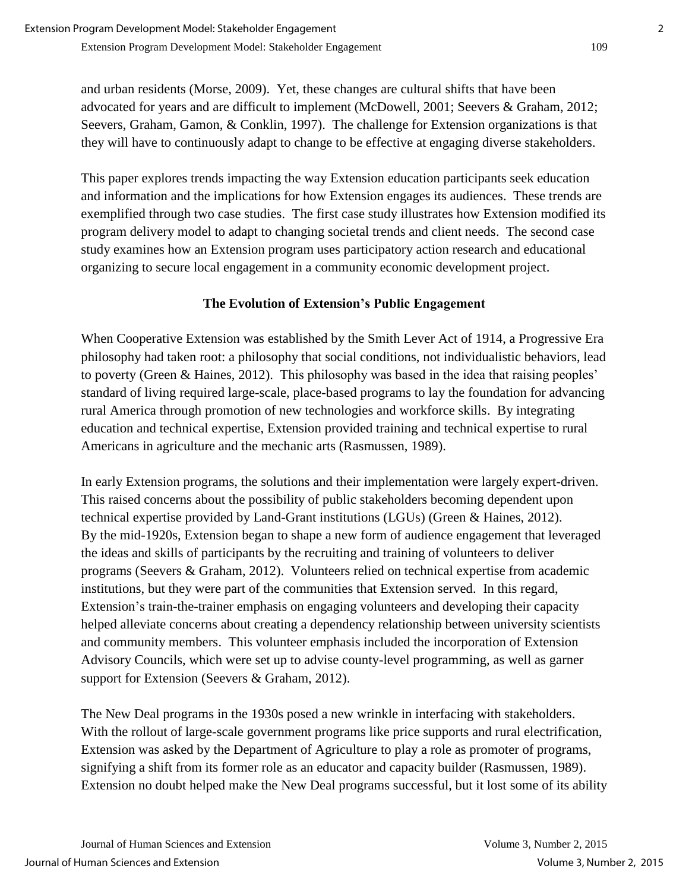and urban residents (Morse, 2009). Yet, these changes are cultural shifts that have been advocated for years and are difficult to implement (McDowell, 2001; Seevers & Graham, 2012; Seevers, Graham, Gamon, & Conklin, 1997). The challenge for Extension organizations is that they will have to continuously adapt to change to be effective at engaging diverse stakeholders.

This paper explores trends impacting the way Extension education participants seek education and information and the implications for how Extension engages its audiences. These trends are exemplified through two case studies. The first case study illustrates how Extension modified its program delivery model to adapt to changing societal trends and client needs. The second case study examines how an Extension program uses participatory action research and educational organizing to secure local engagement in a community economic development project.

## The Evolution of Extension's Public Engagement

When Cooperative Extension was established by the Smith Lever Act of 1914, a Progressive Era philosophy had taken root: a philosophy that social conditions, not individualistic behaviors, lead to poverty (Green & Haines, 2012). This philosophy was based in the idea that raising peoples' standard of living required large-scale, place-based programs to lay the foundation for advancing rural America through promotion of new technologies and workforce skills. By integrating education and technical expertise, Extension provided training and technical expertise to rural Americans in agriculture and the mechanic arts (Rasmussen, 1989).

In early Extension programs, the solutions and their implementation were largely expert-driven. This raised concerns about the possibility of public stakeholders becoming dependent upon technical expertise provided by Land-Grant institutions (LGUs) (Green & Haines, 2012). By the mid-1920s, Extension began to shape a new form of audience engagement that leveraged the ideas and skills of participants by the recruiting and training of volunteers to deliver programs (Seevers & Graham, 2012). Volunteers relied on technical expertise from academic institutions, but they were part of the communities that Extension served. In this regard, Extension's train-the-trainer emphasis on engaging volunteers and developing their capacity helped alleviate concerns about creating a dependency relationship between university scientists and community members. This volunteer emphasis included the incorporation of Extension Advisory Councils, which were set up to advise county-level programming, as well as garner support for Extension (Seevers & Graham, 2012).

The New Deal programs in the 1930s posed a new wrinkle in interfacing with stakeholders. With the rollout of large-scale government programs like price supports and rural electrification, Extension was asked by the Department of Agriculture to play a role as promoter of programs, signifying a shift from its former role as an educator and capacity builder (Rasmussen, 1989). Extension no doubt helped make the New Deal programs successful, but it lost some of its ability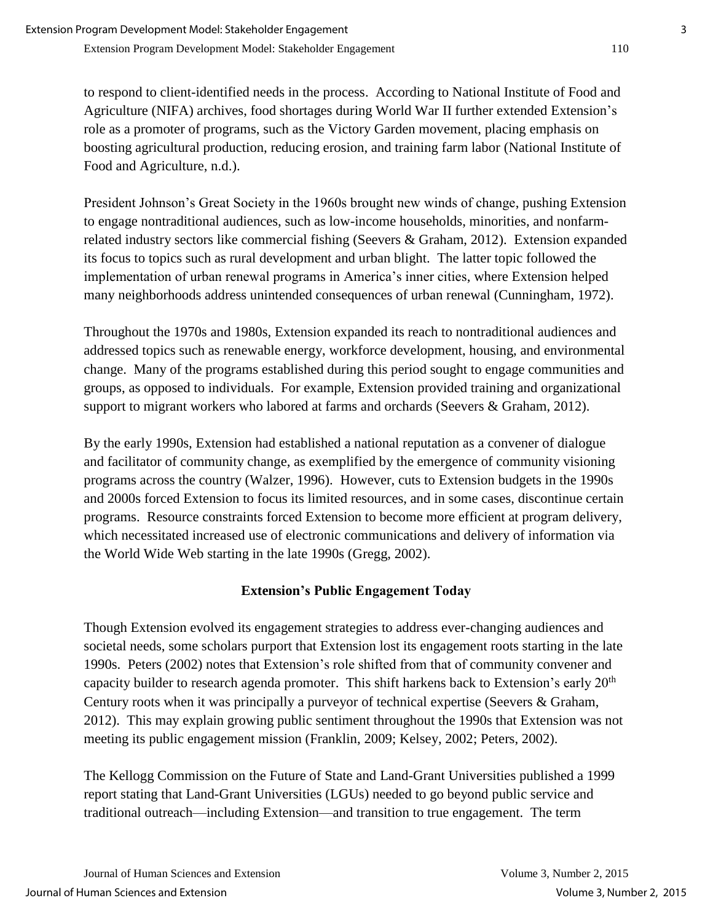to respond to client-identified needs in the process. According to National Institute of Food and Agriculture (NIFA) archives, food shortages during World War II further extended Extension's role as a promoter of programs, such as the Victory Garden movement, placing emphasis on boosting agricultural production, reducing erosion, and training farm labor (National Institute of Food and Agriculture, n.d.).

President Johnson's Great Society in the 1960s brought new winds of change, pushing Extension to engage nontraditional audiences, such as low-income households, minorities, and nonfarm-related industry sectors like commercial fishing (Seevers & Graham, 2012). Extension expanded its focus to topics such as rural development and urban blight. The latter topic followed the implementation of urban renewal programs in America's inner cities, where Extension helped many neighborhoods address unintended consequences of urban renewal (Cunningham, 1972).

Throughout the 1970s and 1980s, Extension expanded its reach to nontraditional audiences and addressed topics such as renewable energy, workforce development, housing, and environmental change. Many of the programs established during this period sought to engage communities and groups, as opposed to individuals. For example, Extension provided training and organizational support to migrant workers who labored at farms and orchards (Seevers & Graham, 2012).

By the early 1990s, Extension had established a national reputation as a convener of dialogue and facilitator of community change, as exemplified by the emergence of community visioning programs across the country (Walzer, 1996). However, cuts to Extension budgets in the 1990s and 2000s forced Extension to focus its limited resources, and in some cases, discontinue certain programs. Resource constraints forced Extension to become more efficient at program delivery, which necessitated increased use of electronic communications and delivery of information via the World Wide Web starting in the late 1990s (Gregg, 2002).

## Extension's Public Engagement Today

Though Extension evolved its engagement strategies to address ever-changing audiences and societal needs, some scholars purport that Extension lost its engagement roots starting in the late 1990s. Peters (2002) notes that Extension's role shifted from that of community convener and capacity builder to research agenda promoter. This shift harkens back to Extension's early 20th Century roots when it was principally a purveyor of technical expertise (Seevers & Graham, 2012). This may explain growing public sentiment throughout the 1990s that Extension was not meeting its public engagement mission (Franklin, 2009; Kelsey, 2002; Peters, 2002).

The Kellogg Commission on the Future of State and Land-Grant Universities published a 1999 report stating that Land-Grant Universities (LGUs) needed to go beyond public service and traditional outreach—including Extension—and transition to true engagement. The term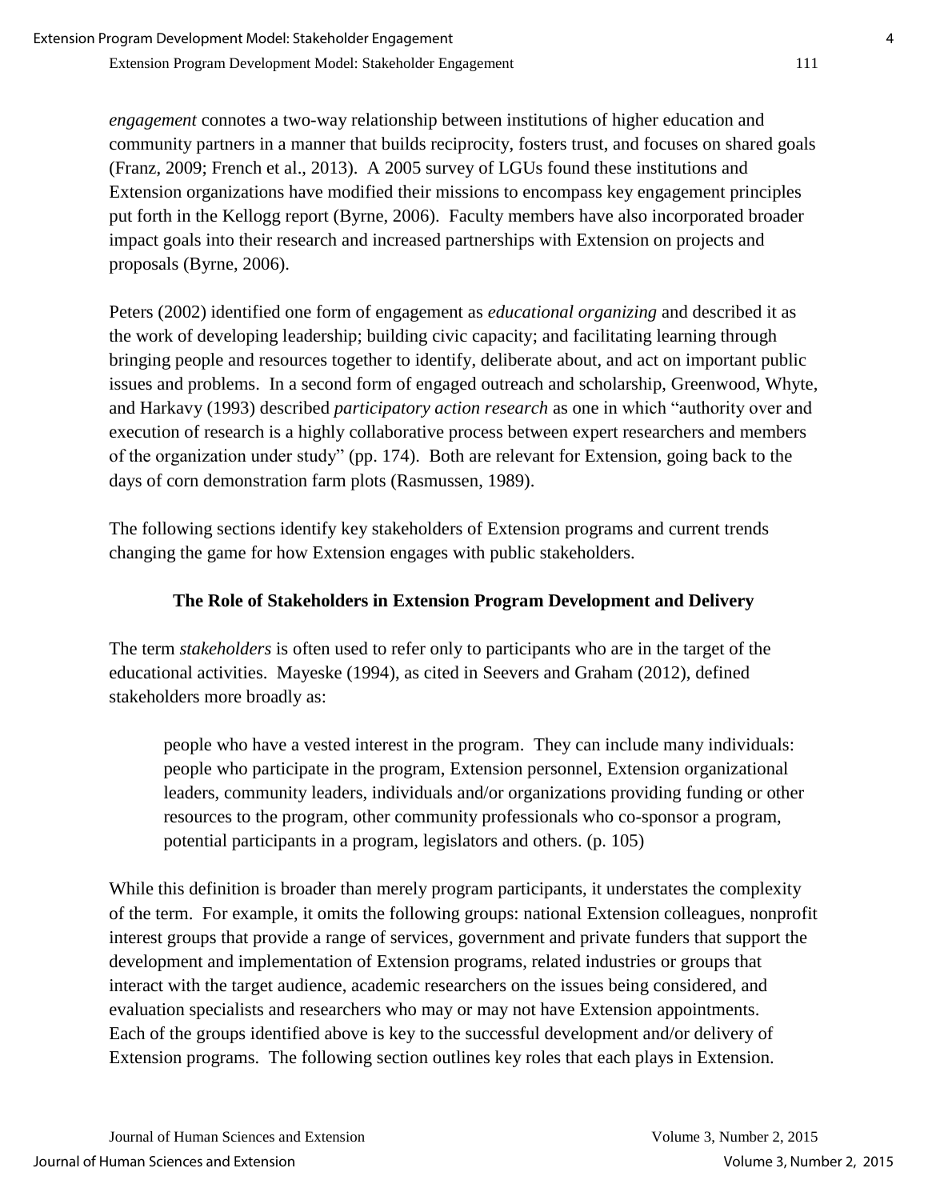*engagement* connotes a two-way relationship between institutions of higher education and community partners in a manner that builds reciprocity, fosters trust, and focuses on shared goals (Franz, 2009; French et al., 2013). A 2005 survey of LGUs found these institutions and Extension organizations have modified their missions to encompass key engagement principles put forth in the Kellogg report (Byrne, 2006). Faculty members have also incorporated broader impact goals into their research and increased partnerships with Extension on projects and proposals (Byrne, 2006).

Peters (2002) identified one form of engagement as *educational organizing* and described it as the work of developing leadership; building civic capacity; and facilitating learning through bringing people and resources together to identify, deliberate about, and act on important public issues and problems. In a second form of engaged outreach and scholarship, Greenwood, Whyte, and Harkavy (1993) described *participatory action research* as one in which "authority over and execution of research is a highly collaborative process between expert researchers and members of the organization under study" (pp. 174). Both are relevant for Extension, going back to the days of corn demonstration farm plots (Rasmussen, 1989).

The following sections identify key stakeholders of Extension programs and current trends changing the game for how Extension engages with public stakeholders.

## The Role of Stakeholders in Extension Program Development and Delivery

The term *stakeholders* is often used to refer only to participants who are in the target of the educational activities. Mayeske (1994), as cited in Seevers and Graham (2012), defined stakeholders more broadly as:

> people who have a vested interest in the program. They can include many individuals: people who participate in the program, Extension personnel, Extension organizational leaders, community leaders, individuals and/or organizations providing funding or other resources to the program, other community professionals who co-sponsor a program, potential participants in a program, legislators and others. (p. 105)

While this definition is broader than merely program participants, it understates the complexity of the term. For example, it omits the following groups: national Extension colleagues, nonprofit interest groups that provide a range of services, government and private funders that support the development and implementation of Extension programs, related industries or groups that interact with the target audience, academic researchers on the issues being considered, and evaluation specialists and researchers who may or may not have Extension appointments. Each of the groups identified above is key to the successful development and/or delivery of Extension programs. The following section outlines key roles that each plays in Extension.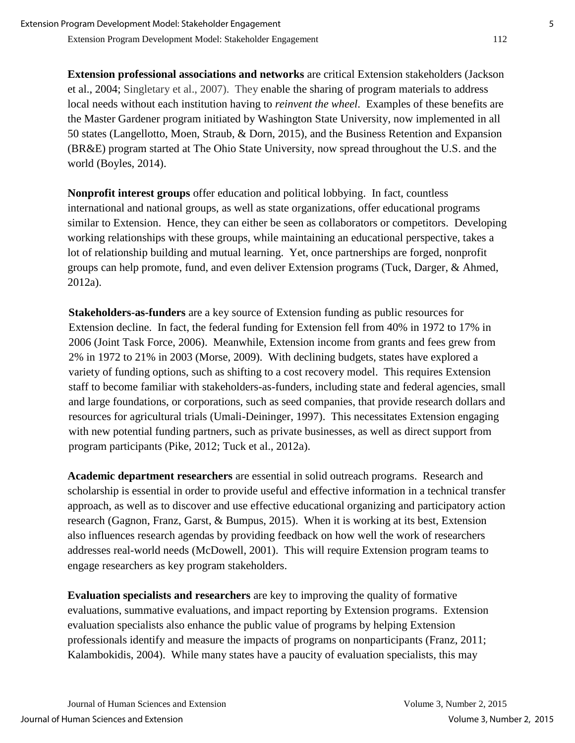**Extension professional associations and networks** are critical Extension stakeholders (Jackson et al., 2004; Singletary et al., 2007). They enable the sharing of program materials to address local needs without each institution having to *reinvent the wheel*. Examples of these benefits are the Master Gardener program initiated by Washington State University, now implemented in all 50 states (Langellotto, Moen, Straub, & Dorn, 2015), and the Business Retention and Expansion (BR&E) program started at The Ohio State University, now spread throughout the U.S. and the world (Boyles, 2014).

**Nonprofit interest groups** offer education and political lobbying. In fact, countless international and national groups, as well as state organizations, offer educational programs similar to Extension. Hence, they can either be seen as collaborators or competitors. Developing working relationships with these groups, while maintaining an educational perspective, takes a lot of relationship building and mutual learning. Yet, once partnerships are forged, nonprofit groups can help promote, fund, and even deliver Extension programs (Tuck, Darger, & Ahmed, 2012a).

**Stakeholders-as-funders** are a key source of Extension funding as public resources for Extension decline. In fact, the federal funding for Extension fell from 40% in 1972 to 17% in 2006 (Joint Task Force, 2006). Meanwhile, Extension income from grants and fees grew from 2% in 1972 to 21% in 2003 (Morse, 2009). With declining budgets, states have explored a variety of funding options, such as shifting to a cost recovery model. This requires Extension staff to become familiar with stakeholders-as-funders, including state and federal agencies, small and large foundations, or corporations, such as seed companies, that provide research dollars and resources for agricultural trials (Umali-Deininger, 1997). This necessitates Extension engaging with new potential funding partners, such as private businesses, as well as direct support from program participants (Pike, 2012; Tuck et al., 2012a).

**Academic department researchers** are essential in solid outreach programs. Research and scholarship is essential in order to provide useful and effective information in a technical transfer approach, as well as to discover and use effective educational organizing and participatory action research (Gagnon, Franz, Garst, & Bumpus, 2015). When it is working at its best, Extension also influences research agendas by providing feedback on how well the work of researchers addresses real-world needs (McDowell, 2001). This will require Extension program teams to engage researchers as key program stakeholders.

**Evaluation specialists and researchers** are key to improving the quality of formative evaluations, summative evaluations, and impact reporting by Extension programs. Extension evaluation specialists also enhance the public value of programs by helping Extension professionals identify and measure the impacts of programs on nonparticipants (Franz, 2011; Kalambokidis, 2004). While many states have a paucity of evaluation specialists, this may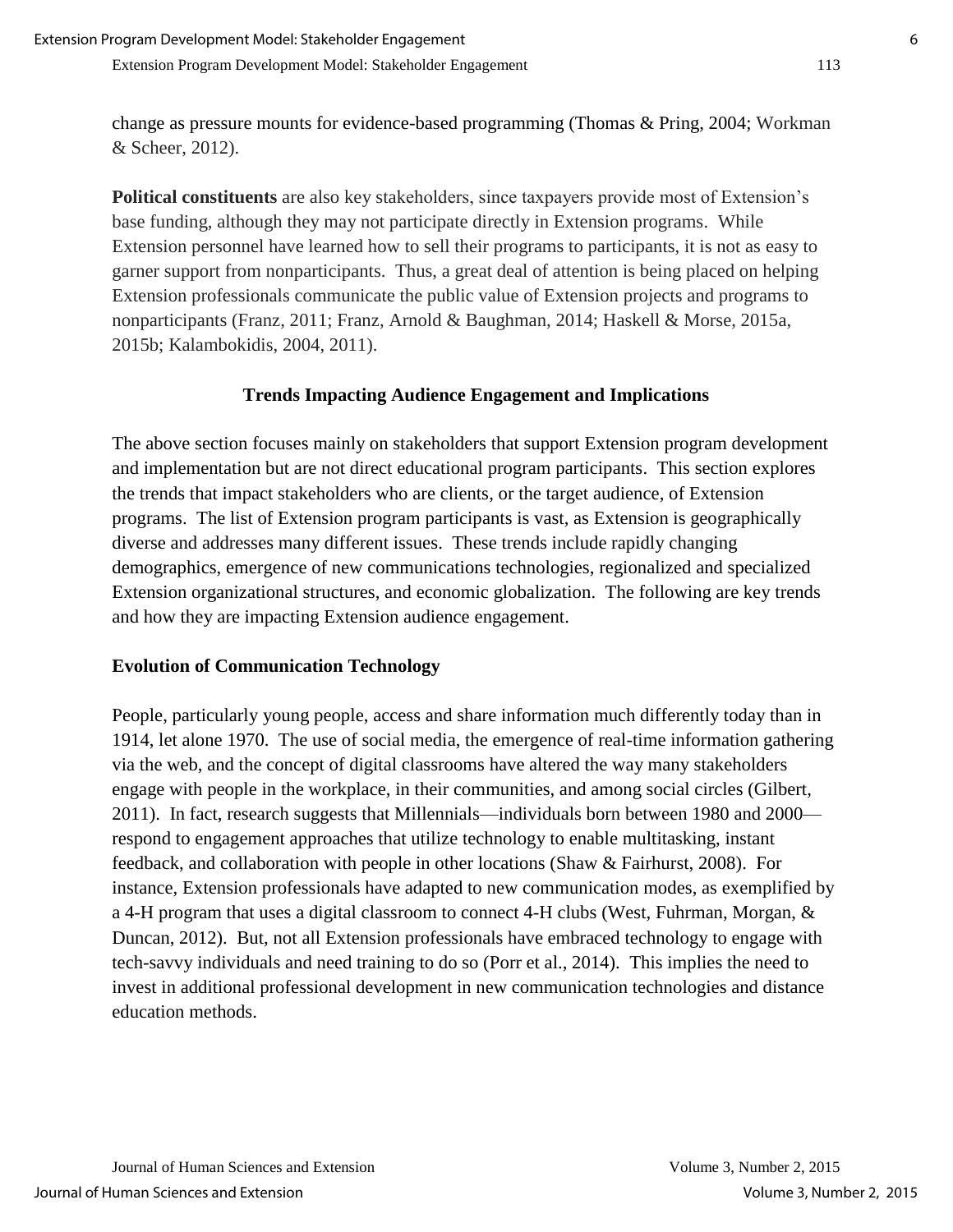change as pressure mounts for evidence-based programming (Thomas & Pring, 2004; Workman & Scheer, 2012).

**Political constituents** are also key stakeholders, since taxpayers provide most of Extension's base funding, although they may not participate directly in Extension programs. While Extension personnel have learned how to sell their programs to participants, it is not as easy to garner support from nonparticipants. Thus, a great deal of attention is being placed on helping Extension professionals communicate the public value of Extension projects and programs to nonparticipants (Franz, 2011; Franz, Arnold & Baughman, 2014; Haskell & Morse, 2015a, 2015b; Kalambokidis, 2004, 2011).

## Trends Impacting Audience Engagement and Implications

The above section focuses mainly on stakeholders that support Extension program development and implementation but are not direct educational program participants. This section explores the trends that impact stakeholders who are clients, or the target audience, of Extension programs. The list of Extension program participants is vast, as Extension is geographically diverse and addresses many different issues. These trends include rapidly changing demographics, emergence of new communications technologies, regionalized and specialized Extension organizational structures, and economic globalization. The following are key trends and how they are impacting Extension audience engagement.

### Evolution of Communication Technology

People, particularly young people, access and share information much differently today than in 1914, let alone 1970. The use of social media, the emergence of real-time information gathering via the web, and the concept of digital classrooms have altered the way many stakeholders engage with people in the workplace, in their communities, and among social circles (Gilbert, 2011). In fact, research suggests that Millennials—individuals born between 1980 and 2000—respond to engagement approaches that utilize technology to enable multitasking, instant feedback, and collaboration with people in other locations (Shaw & Fairhurst, 2008). For instance, Extension professionals have adapted to new communication modes, as exemplified by a 4-H program that uses a digital classroom to connect 4-H clubs (West, Fuhrman, Morgan, & Duncan, 2012). But, not all Extension professionals have embraced technology to engage with tech-savvy individuals and need training to do so (Porr et al., 2014). This implies the need to invest in additional professional development in new communication technologies and distance education methods.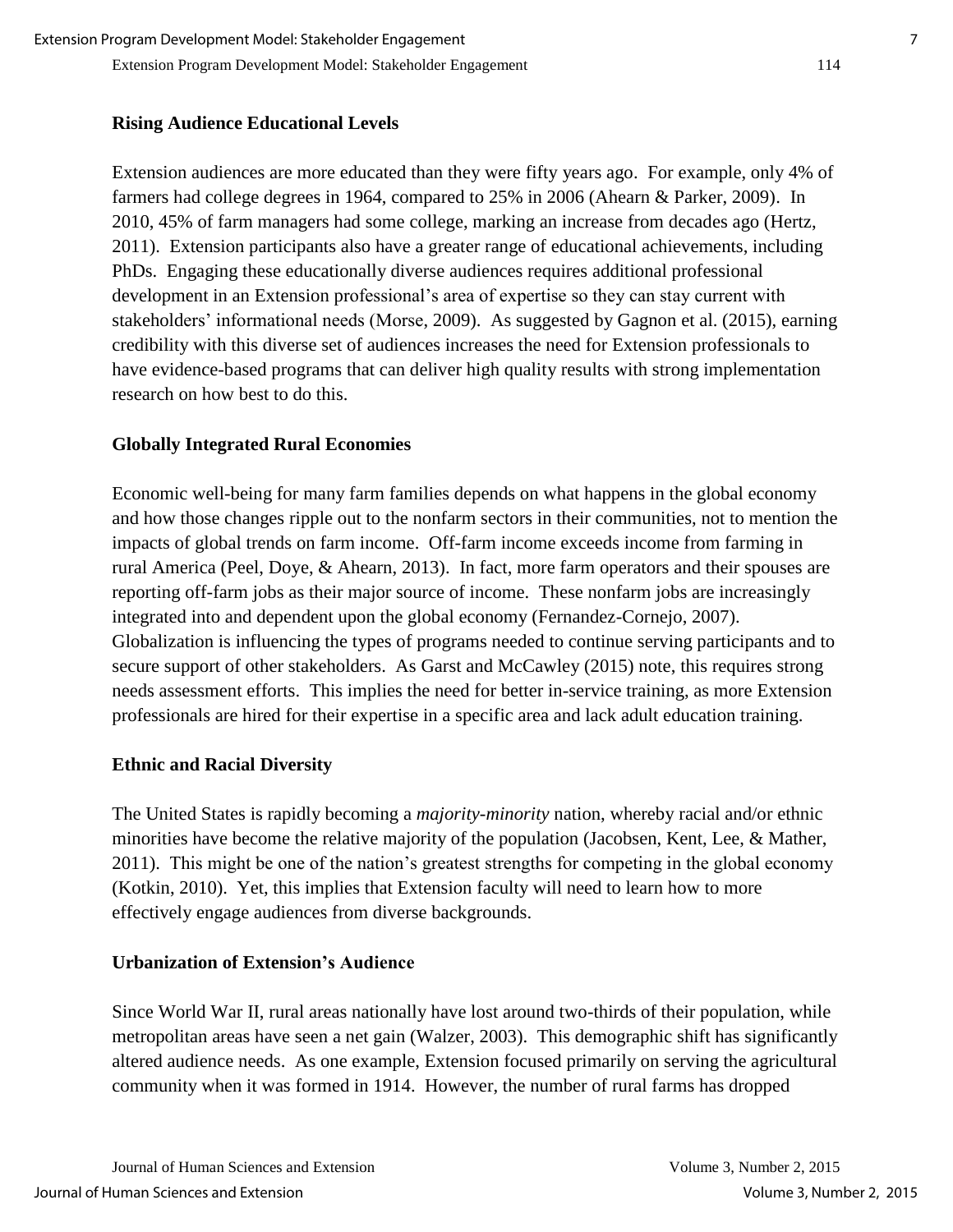### Rising Audience Educational Levels

Extension audiences are more educated than they were fifty years ago. For example, only 4% of farmers had college degrees in 1964, compared to 25% in 2006 (Ahearn & Parker, 2009). In 2010, 45% of farm managers had some college, marking an increase from decades ago (Hertz, 2011). Extension participants also have a greater range of educational achievements, including PhDs. Engaging these educationally diverse audiences requires additional professional development in an Extension professional's area of expertise so they can stay current with stakeholders' informational needs (Morse, 2009). As suggested by Gagnon et al. (2015), earning credibility with this diverse set of audiences increases the need for Extension professionals to have evidence-based programs that can deliver high quality results with strong implementation research on how best to do this.

### Globally Integrated Rural Economies

Economic well-being for many farm families depends on what happens in the global economy and how those changes ripple out to the nonfarm sectors in their communities, not to mention the impacts of global trends on farm income. Off-farm income exceeds income from farming in rural America (Peel, Doye, & Ahearn, 2013). In fact, more farm operators and their spouses are reporting off-farm jobs as their major source of income. These nonfarm jobs are increasingly integrated into and dependent upon the global economy (Fernandez-Cornejo, 2007). Globalization is influencing the types of programs needed to continue serving participants and to secure support of other stakeholders. As Garst and McCawley (2015) note, this requires strong needs assessment efforts. This implies the need for better in-service training, as more Extension professionals are hired for their expertise in a specific area and lack adult education training.

### Ethnic and Racial Diversity

The United States is rapidly becoming a *majority-minority* nation, whereby racial and/or ethnic minorities have become the relative majority of the population (Jacobsen, Kent, Lee, & Mather, 2011). This might be one of the nation's greatest strengths for competing in the global economy (Kotkin, 2010). Yet, this implies that Extension faculty will need to learn how to more effectively engage audiences from diverse backgrounds.

### Urbanization of Extension's Audience

Since World War II, rural areas nationally have lost around two-thirds of their population, while metropolitan areas have seen a net gain (Walzer, 2003). This demographic shift has significantly altered audience needs. As one example, Extension focused primarily on serving the agricultural community when it was formed in 1914. However, the number of rural farms has dropped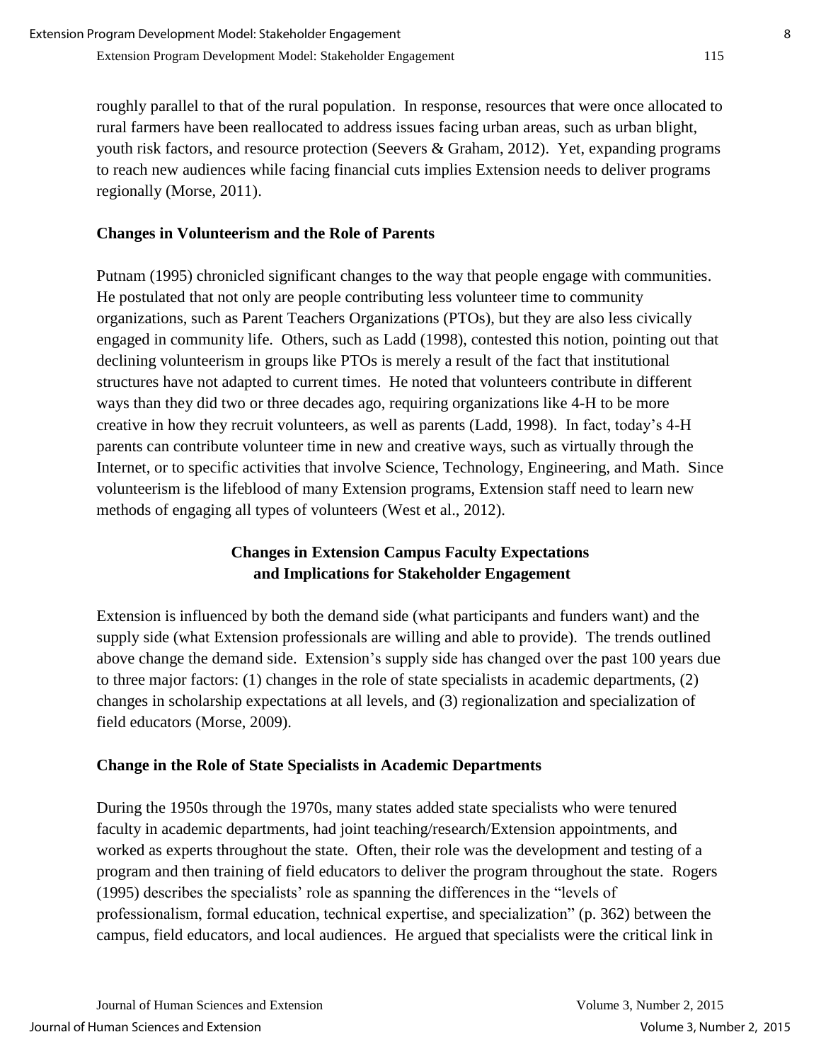roughly parallel to that of the rural population. In response, resources that were once allocated to rural farmers have been reallocated to address issues facing urban areas, such as urban blight, youth risk factors, and resource protection (Seevers & Graham, 2012). Yet, expanding programs to reach new audiences while facing financial cuts implies Extension needs to deliver programs regionally (Morse, 2011).

### Changes in Volunteerism and the Role of Parents

Putnam (1995) chronicled significant changes to the way that people engage with communities. He postulated that not only are people contributing less volunteer time to community organizations, such as Parent Teachers Organizations (PTOs), but they are also less civically engaged in community life. Others, such as Ladd (1998), contested this notion, pointing out that declining volunteerism in groups like PTOs is merely a result of the fact that institutional structures have not adapted to current times. He noted that volunteers contribute in different ways than they did two or three decades ago, requiring organizations like 4-H to be more creative in how they recruit volunteers, as well as parents (Ladd, 1998). In fact, today's 4-H parents can contribute volunteer time in new and creative ways, such as virtually through the Internet, or to specific activities that involve Science, Technology, Engineering, and Math. Since volunteerism is the lifeblood of many Extension programs, Extension staff need to learn new methods of engaging all types of volunteers (West et al., 2012).

## Changes in Extension Campus Faculty Expectations and Implications for Stakeholder Engagement

Extension is influenced by both the demand side (what participants and funders want) and the supply side (what Extension professionals are willing and able to provide). The trends outlined above change the demand side. Extension's supply side has changed over the past 100 years due to three major factors: (1) changes in the role of state specialists in academic departments, (2) changes in scholarship expectations at all levels, and (3) regionalization and specialization of field educators (Morse, 2009).

### Change in the Role of State Specialists in Academic Departments

During the 1950s through the 1970s, many states added state specialists who were tenured faculty in academic departments, had joint teaching/research/Extension appointments, and worked as experts throughout the state. Often, their role was the development and testing of a program and then training of field educators to deliver the program throughout the state. Rogers (1995) describes the specialists' role as spanning the differences in the "levels of professionalism, formal education, technical expertise, and specialization" (p. 362) between the campus, field educators, and local audiences. He argued that specialists were the critical link in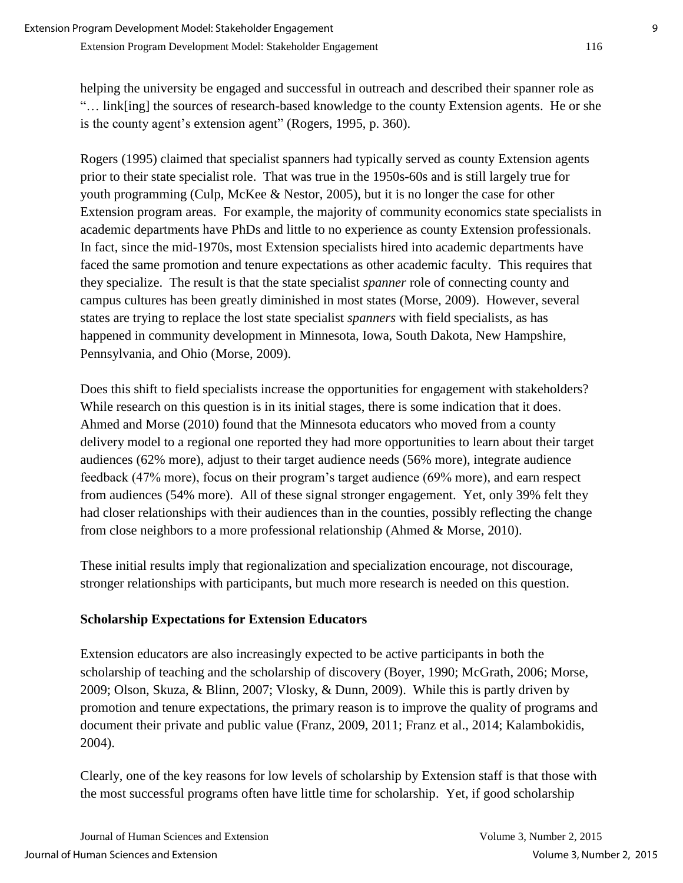helping the university be engaged and successful in outreach and described their spanner role as "… link[ing] the sources of research-based knowledge to the county Extension agents. He or she is the county agent's extension agent" (Rogers, 1995, p. 360).

Rogers (1995) claimed that specialist spanners had typically served as county Extension agents prior to their state specialist role. That was true in the 1950s-60s and is still largely true for youth programming (Culp, McKee & Nestor, 2005), but it is no longer the case for other Extension program areas. For example, the majority of community economics state specialists in academic departments have PhDs and little to no experience as county Extension professionals. In fact, since the mid-1970s, most Extension specialists hired into academic departments have faced the same promotion and tenure expectations as other academic faculty. This requires that they specialize. The result is that the state specialist *spanner* role of connecting county and campus cultures has been greatly diminished in most states (Morse, 2009). However, several states are trying to replace the lost state specialist *spanners* with field specialists, as has happened in community development in Minnesota, Iowa, South Dakota, New Hampshire, Pennsylvania, and Ohio (Morse, 2009).

Does this shift to field specialists increase the opportunities for engagement with stakeholders? While research on this question is in its initial stages, there is some indication that it does. Ahmed and Morse (2010) found that the Minnesota educators who moved from a county delivery model to a regional one reported they had more opportunities to learn about their target audiences (62% more), adjust to their target audience needs (56% more), integrate audience feedback (47% more), focus on their program's target audience (69% more), and earn respect from audiences (54% more). All of these signal stronger engagement. Yet, only 39% felt they had closer relationships with their audiences than in the counties, possibly reflecting the change from close neighbors to a more professional relationship (Ahmed & Morse, 2010).

These initial results imply that regionalization and specialization encourage, not discourage, stronger relationships with participants, but much more research is needed on this question.

### Scholarship Expectations for Extension Educators

Extension educators are also increasingly expected to be active participants in both the scholarship of teaching and the scholarship of discovery (Boyer, 1990; McGrath, 2006; Morse, 2009; Olson, Skuza, & Blinn, 2007; Vlosky, & Dunn, 2009). While this is partly driven by promotion and tenure expectations, the primary reason is to improve the quality of programs and document their private and public value (Franz, 2009, 2011; Franz et al., 2014; Kalambokidis, 2004).

Clearly, one of the key reasons for low levels of scholarship by Extension staff is that those with the most successful programs often have little time for scholarship. Yet, if good scholarship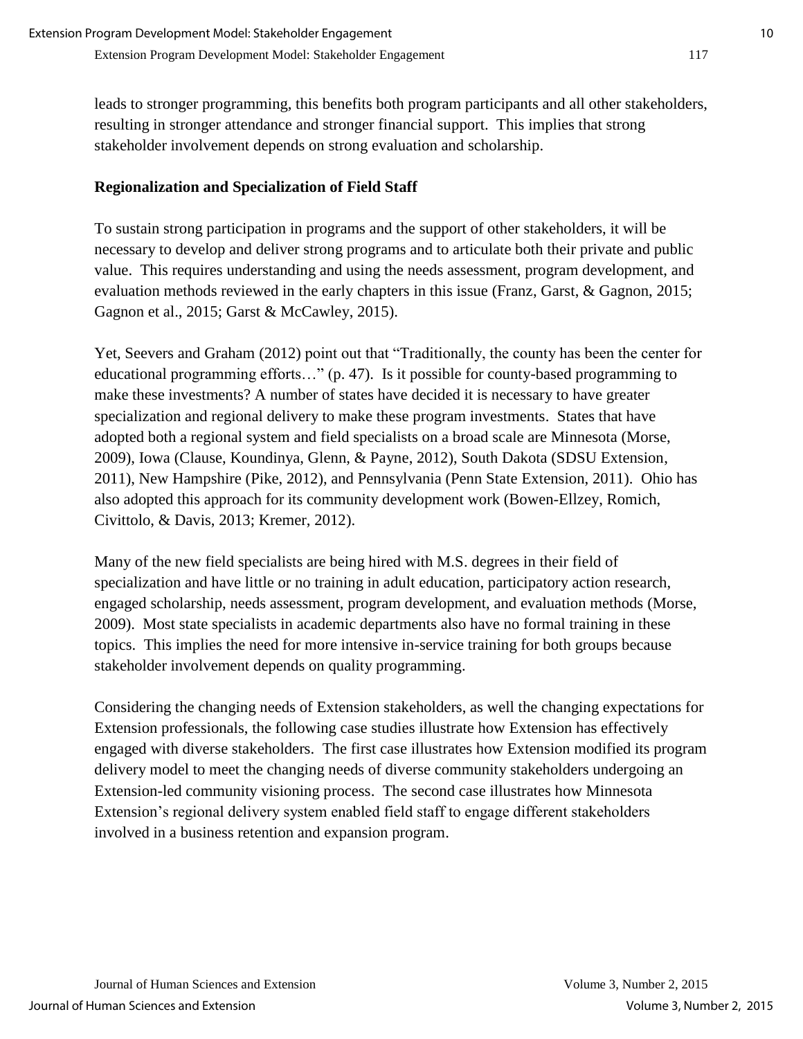leads to stronger programming, this benefits both program participants and all other stakeholders, resulting in stronger attendance and stronger financial support. This implies that strong stakeholder involvement depends on strong evaluation and scholarship.

**Regionalization and Specialization of Field Staff**

To sustain strong participation in programs and the support of other stakeholders, it will be necessary to develop and deliver strong programs and to articulate both their private and public value. This requires understanding and using the needs assessment, program development, and evaluation methods reviewed in the early chapters in this issue (Franz, Garst, & Gagnon, 2015; Gagnon et al., 2015; Garst & McCawley, 2015).

Yet, Seevers and Graham (2012) point out that "Traditionally, the county has been the center for educational programming efforts…" (p. 47). Is it possible for county-based programming to make these investments? A number of states have decided it is necessary to have greater specialization and regional delivery to make these program investments. States that have adopted both a regional system and field specialists on a broad scale are Minnesota (Morse, 2009), Iowa (Clause, Koundinya, Glenn, & Payne, 2012), South Dakota (SDSU Extension, 2011), New Hampshire (Pike, 2012), and Pennsylvania (Penn State Extension, 2011). Ohio has also adopted this approach for its community development work (Bowen-Ellzey, Romich, Civittolo, & Davis, 2013; Kremer, 2012).

Many of the new field specialists are being hired with M.S. degrees in their field of specialization and have little or no training in adult education, participatory action research, engaged scholarship, needs assessment, program development, and evaluation methods (Morse, 2009). Most state specialists in academic departments also have no formal training in these topics. This implies the need for more intensive in-service training for both groups because stakeholder involvement depends on quality programming.

Considering the changing needs of Extension stakeholders, as well the changing expectations for Extension professionals, the following case studies illustrate how Extension has effectively engaged with diverse stakeholders. The first case illustrates how Extension modified its program delivery model to meet the changing needs of diverse community stakeholders undergoing an Extension-led community visioning process. The second case illustrates how Minnesota Extension's regional delivery system enabled field staff to engage different stakeholders involved in a business retention and expansion program.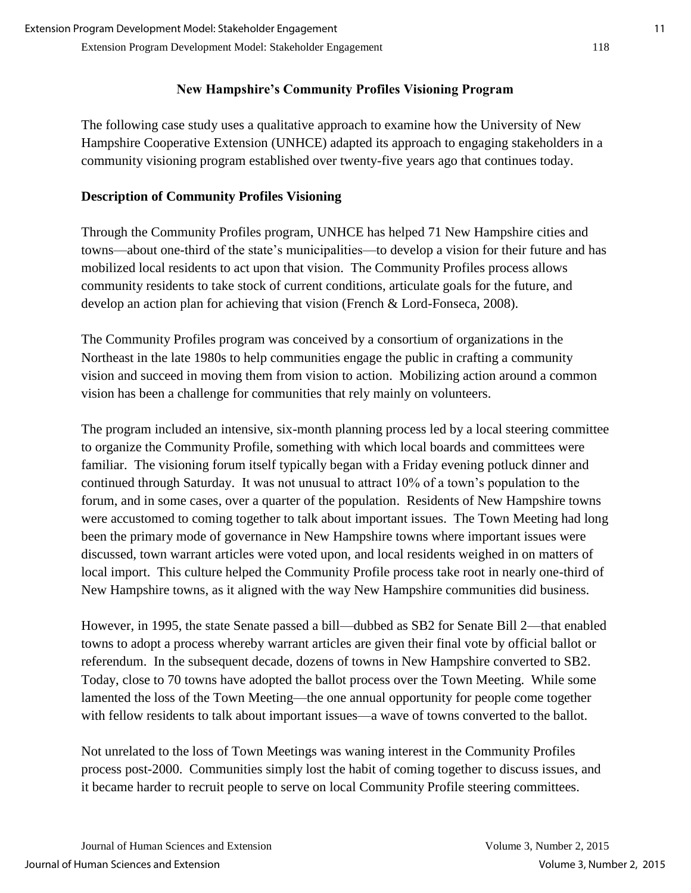## New Hampshire's Community Profiles Visioning Program

The following case study uses a qualitative approach to examine how the University of New Hampshire Cooperative Extension (UNHCE) adapted its approach to engaging stakeholders in a community visioning program established over twenty-five years ago that continues today.

### Description of Community Profiles Visioning

Through the Community Profiles program, UNHCE has helped 71 New Hampshire cities and towns—about one-third of the state's municipalities—to develop a vision for their future and has mobilized local residents to act upon that vision. The Community Profiles process allows community residents to take stock of current conditions, articulate goals for the future, and develop an action plan for achieving that vision (French & Lord-Fonseca, 2008).

The Community Profiles program was conceived by a consortium of organizations in the Northeast in the late 1980s to help communities engage the public in crafting a community vision and succeed in moving them from vision to action. Mobilizing action around a common vision has been a challenge for communities that rely mainly on volunteers.

The program included an intensive, six-month planning process led by a local steering committee to organize the Community Profile, something with which local boards and committees were familiar. The visioning forum itself typically began with a Friday evening potluck dinner and continued through Saturday. It was not unusual to attract 10% of a town's population to the forum, and in some cases, over a quarter of the population. Residents of New Hampshire towns were accustomed to coming together to talk about important issues. The Town Meeting had long been the primary mode of governance in New Hampshire towns where important issues were discussed, town warrant articles were voted upon, and local residents weighed in on matters of local import. This culture helped the Community Profile process take root in nearly one-third of New Hampshire towns, as it aligned with the way New Hampshire communities did business.

However, in 1995, the state Senate passed a bill—dubbed as SB2 for Senate Bill 2—that enabled towns to adopt a process whereby warrant articles are given their final vote by official ballot or referendum. In the subsequent decade, dozens of towns in New Hampshire converted to SB2. Today, close to 70 towns have adopted the ballot process over the Town Meeting. While some lamented the loss of the Town Meeting—the one annual opportunity for people come together with fellow residents to talk about important issues—a wave of towns converted to the ballot.

Not unrelated to the loss of Town Meetings was waning interest in the Community Profiles process post-2000. Communities simply lost the habit of coming together to discuss issues, and it became harder to recruit people to serve on local Community Profile steering committees.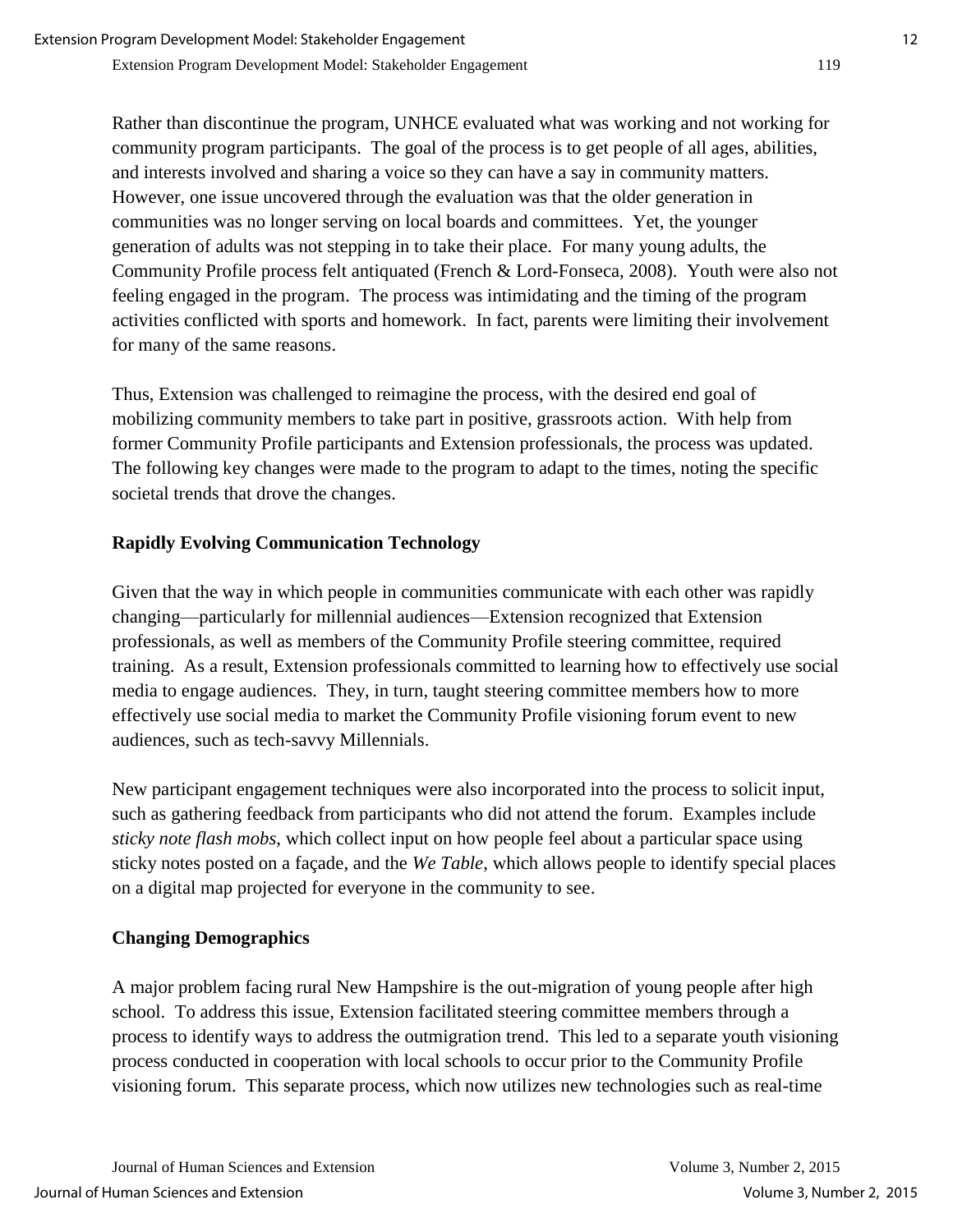Rather than discontinue the program, UNHCE evaluated what was working and not working for community program participants. The goal of the process is to get people of all ages, abilities, and interests involved and sharing a voice so they can have a say in community matters. However, one issue uncovered through the evaluation was that the older generation in communities was no longer serving on local boards and committees. Yet, the younger generation of adults was not stepping in to take their place. For many young adults, the Community Profile process felt antiquated (French & Lord-Fonseca, 2008). Youth were also not feeling engaged in the program. The process was intimidating and the timing of the program activities conflicted with sports and homework. In fact, parents were limiting their involvement for many of the same reasons.

Thus, Extension was challenged to reimagine the process, with the desired end goal of mobilizing community members to take part in positive, grassroots action. With help from former Community Profile participants and Extension professionals, the process was updated. The following key changes were made to the program to adapt to the times, noting the specific societal trends that drove the changes.

**Rapidly Evolving Communication Technology**

Given that the way in which people in communities communicate with each other was rapidly changing—particularly for millennial audiences—Extension recognized that Extension professionals, as well as members of the Community Profile steering committee, required training. As a result, Extension professionals committed to learning how to effectively use social media to engage audiences. They, in turn, taught steering committee members how to more effectively use social media to market the Community Profile visioning forum event to new audiences, such as tech-savvy Millennials.

New participant engagement techniques were also incorporated into the process to solicit input, such as gathering feedback from participants who did not attend the forum. Examples include *sticky note flash mobs*, which collect input on how people feel about a particular space using sticky notes posted on a façade, and the *We Table*, which allows people to identify special places on a digital map projected for everyone in the community to see.

**Changing Demographics**

A major problem facing rural New Hampshire is the out-migration of young people after high school. To address this issue, Extension facilitated steering committee members through a process to identify ways to address the outmigration trend. This led to a separate youth visioning process conducted in cooperation with local schools to occur prior to the Community Profile visioning forum. This separate process, which now utilizes new technologies such as real-time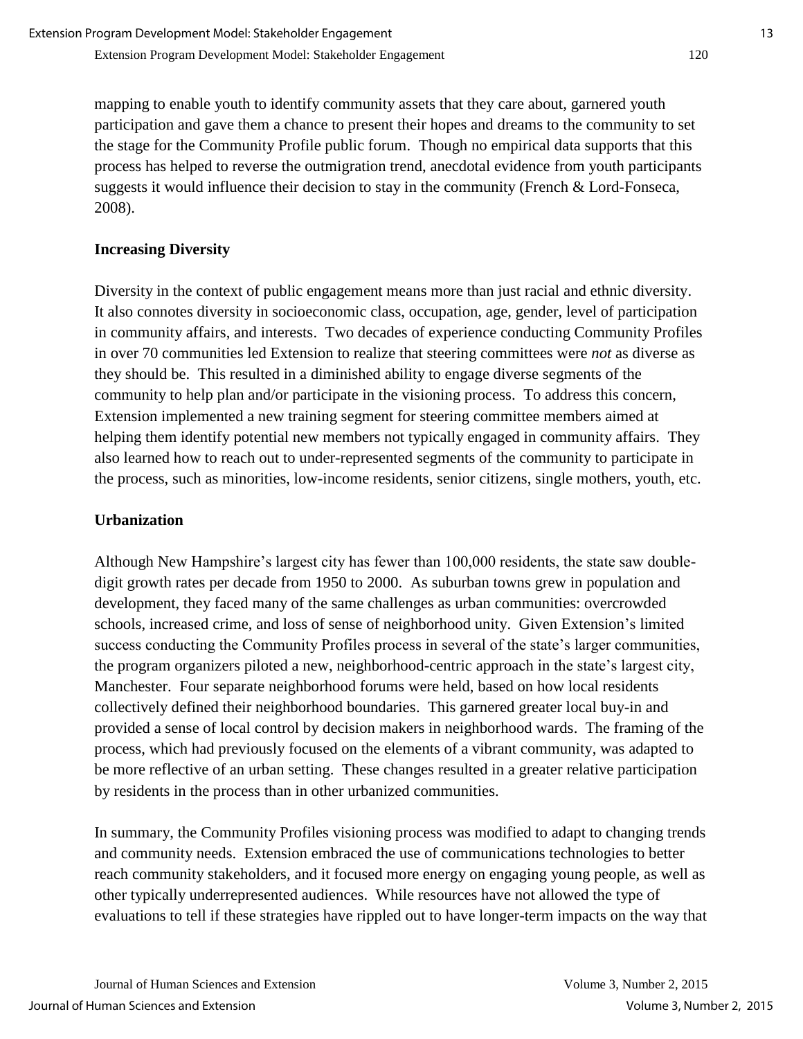mapping to enable youth to identify community assets that they care about, garnered youth participation and gave them a chance to present their hopes and dreams to the community to set the stage for the Community Profile public forum. Though no empirical data supports that this process has helped to reverse the outmigration trend, anecdotal evidence from youth participants suggests it would influence their decision to stay in the community (French & Lord-Fonseca, 2008).

### Increasing Diversity

Diversity in the context of public engagement means more than just racial and ethnic diversity. It also connotes diversity in socioeconomic class, occupation, age, gender, level of participation in community affairs, and interests. Two decades of experience conducting Community Profiles in over 70 communities led Extension to realize that steering committees were *not* as diverse as they should be. This resulted in a diminished ability to engage diverse segments of the community to help plan and/or participate in the visioning process. To address this concern, Extension implemented a new training segment for steering committee members aimed at helping them identify potential new members not typically engaged in community affairs. They also learned how to reach out to under-represented segments of the community to participate in the process, such as minorities, low-income residents, senior citizens, single mothers, youth, etc.

### Urbanization

Although New Hampshire's largest city has fewer than 100,000 residents, the state saw double-digit growth rates per decade from 1950 to 2000. As suburban towns grew in population and development, they faced many of the same challenges as urban communities: overcrowded schools, increased crime, and loss of sense of neighborhood unity. Given Extension's limited success conducting the Community Profiles process in several of the state's larger communities, the program organizers piloted a new, neighborhood-centric approach in the state's largest city, Manchester. Four separate neighborhood forums were held, based on how local residents collectively defined their neighborhood boundaries. This garnered greater local buy-in and provided a sense of local control by decision makers in neighborhood wards. The framing of the process, which had previously focused on the elements of a vibrant community, was adapted to be more reflective of an urban setting. These changes resulted in a greater relative participation by residents in the process than in other urbanized communities.

In summary, the Community Profiles visioning process was modified to adapt to changing trends and community needs. Extension embraced the use of communications technologies to better reach community stakeholders, and it focused more energy on engaging young people, as well as other typically underrepresented audiences. While resources have not allowed the type of evaluations to tell if these strategies have rippled out to have longer-term impacts on the way that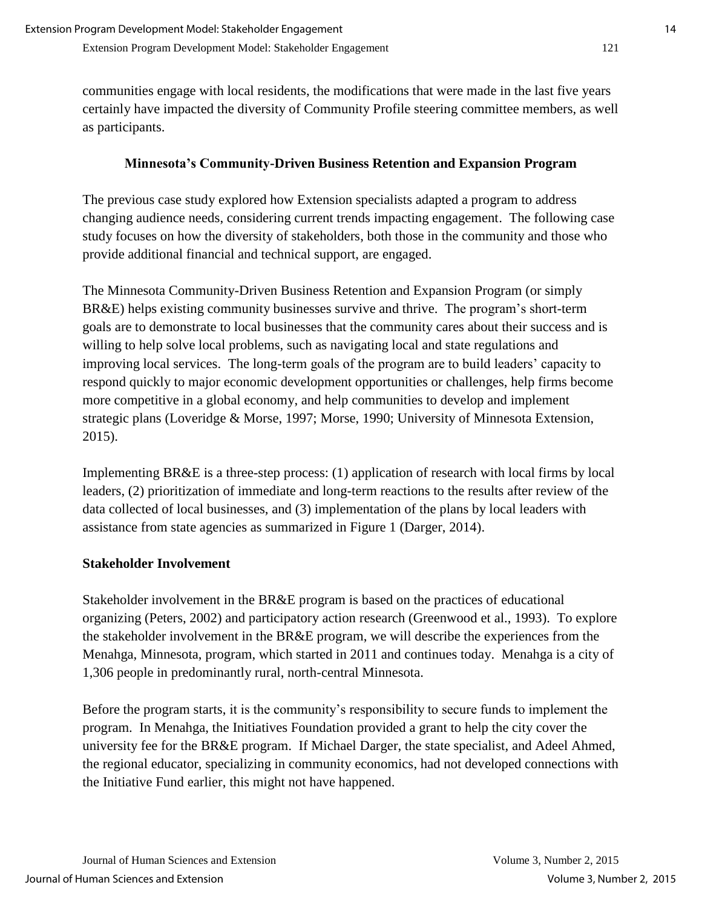communities engage with local residents, the modifications that were made in the last five years certainly have impacted the diversity of Community Profile steering committee members, as well as participants.

## Minnesota's Community-Driven Business Retention and Expansion Program

The previous case study explored how Extension specialists adapted a program to address changing audience needs, considering current trends impacting engagement. The following case study focuses on how the diversity of stakeholders, both those in the community and those who provide additional financial and technical support, are engaged.

The Minnesota Community-Driven Business Retention and Expansion Program (or simply BR&E) helps existing community businesses survive and thrive. The program's short-term goals are to demonstrate to local businesses that the community cares about their success and is willing to help solve local problems, such as navigating local and state regulations and improving local services. The long-term goals of the program are to build leaders' capacity to respond quickly to major economic development opportunities or challenges, help firms become more competitive in a global economy, and help communities to develop and implement strategic plans (Loveridge & Morse, 1997; Morse, 1990; University of Minnesota Extension, 2015).

Implementing BR&E is a three-step process: (1) application of research with local firms by local leaders, (2) prioritization of immediate and long-term reactions to the results after review of the data collected of local businesses, and (3) implementation of the plans by local leaders with assistance from state agencies as summarized in Figure 1 (Darger, 2014).

### Stakeholder Involvement

Stakeholder involvement in the BR&E program is based on the practices of educational organizing (Peters, 2002) and participatory action research (Greenwood et al., 1993). To explore the stakeholder involvement in the BR&E program, we will describe the experiences from the Menahga, Minnesota, program, which started in 2011 and continues today. Menahga is a city of 1,306 people in predominantly rural, north-central Minnesota.

Before the program starts, it is the community's responsibility to secure funds to implement the program. In Menahga, the Initiatives Foundation provided a grant to help the city cover the university fee for the BR&E program. If Michael Darger, the state specialist, and Adeel Ahmed, the regional educator, specializing in community economics, had not developed connections with the Initiative Fund earlier, this might not have happened.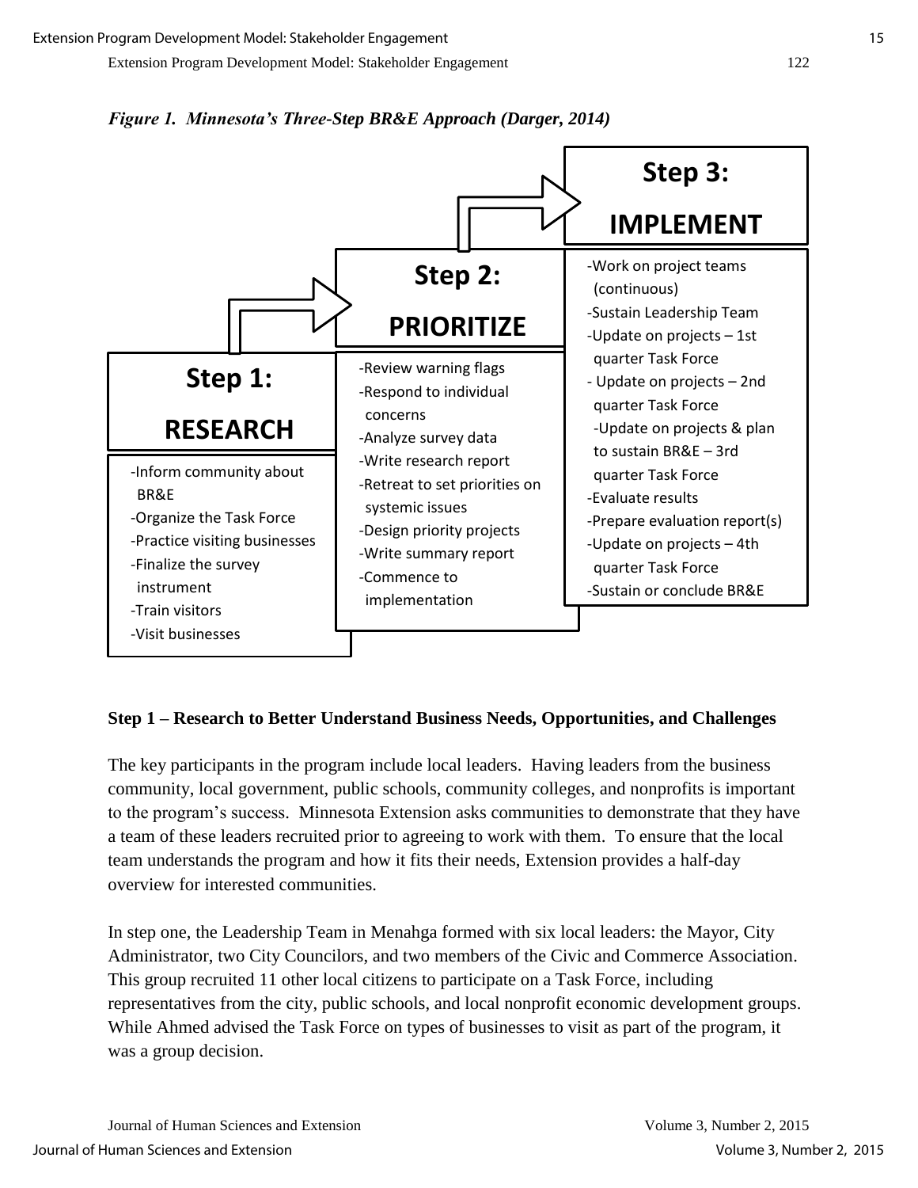*Figure 1. Minnesota's Three-Step BR&E Approach (Darger, 2014)*

**Step 1: RESEARCH**

- Inform community about BR&E
- Organize the Task Force
- Practice visiting businesses
- Finalize the survey instrument
- Train visitors
- Visit businesses

**Step 2: PRIORITIZE**

- Review warning flags
- Respond to individual concerns
- Analyze survey data
- Write research report
- Retreat to set priorities on systemic issues
- Design priority projects
- Write summary report
- Commence to implementation

**Step 3: IMPLEMENT**

- Work on project teams (continuous)
- Sustain Leadership Team
- Update on projects – 1st quarter Task Force
- Update on projects – 2nd quarter Task Force
- Update on projects & plan to sustain BR&E – 3rd quarter Task Force
- Evaluate results
- Prepare evaluation report(s)
- Update on projects – 4th quarter Task Force
- Sustain or conclude BR&E

### Step 1 – Research to Better Understand Business Needs, Opportunities, and Challenges

The key participants in the program include local leaders. Having leaders from the business community, local government, public schools, community colleges, and nonprofits is important to the program's success. Minnesota Extension asks communities to demonstrate that they have a team of these leaders recruited prior to agreeing to work with them. To ensure that the local team understands the program and how it fits their needs, Extension provides a half-day overview for interested communities.

In step one, the Leadership Team in Menahga formed with six local leaders: the Mayor, City Administrator, two City Councilors, and two members of the Civic and Commerce Association. This group recruited 11 other local citizens to participate on a Task Force, including representatives from the city, public schools, and local nonprofit economic development groups. While Ahmed advised the Task Force on types of businesses to visit as part of the program, it was a group decision.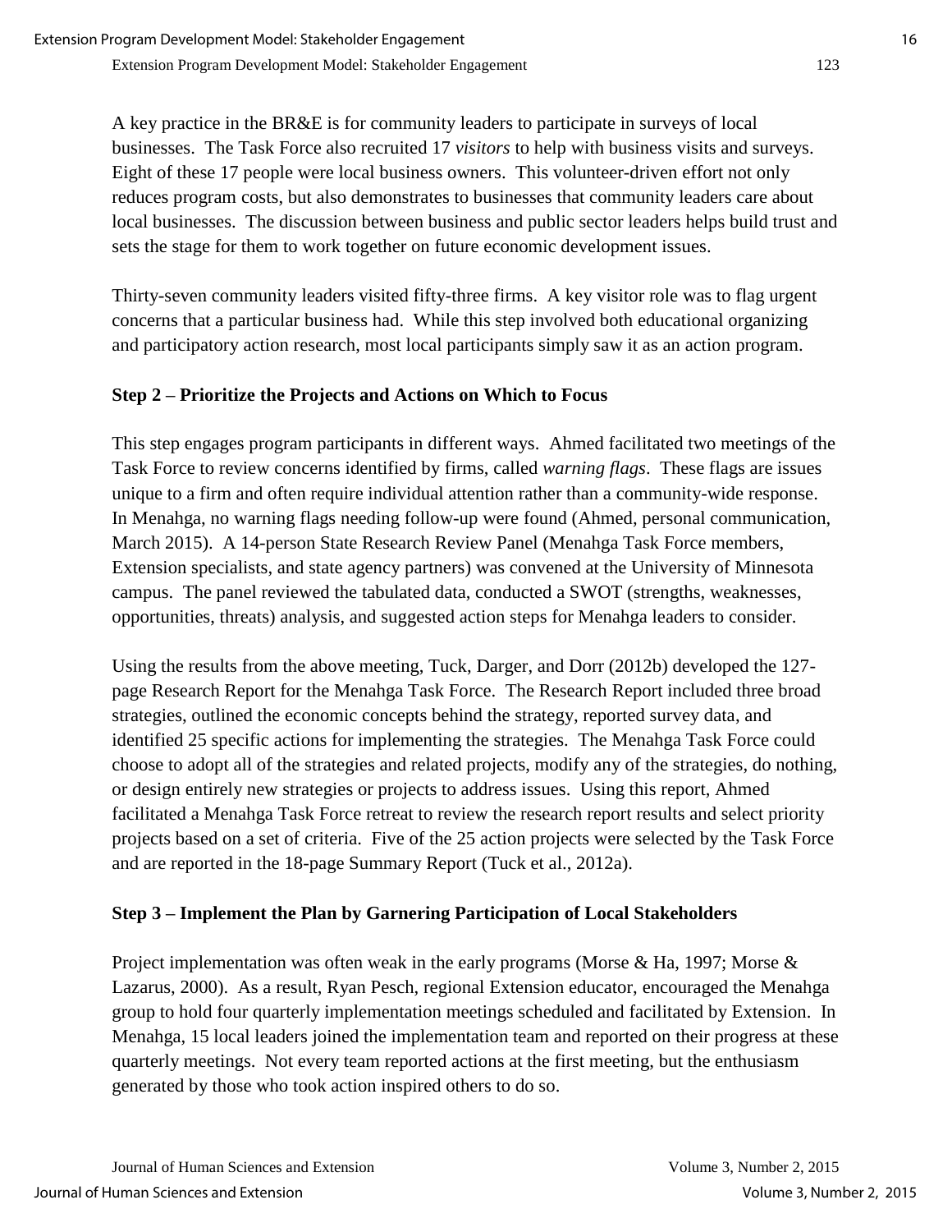A key practice in the BR&E is for community leaders to participate in surveys of local businesses. The Task Force also recruited 17 *visitors* to help with business visits and surveys. Eight of these 17 people were local business owners. This volunteer-driven effort not only reduces program costs, but also demonstrates to businesses that community leaders care about local businesses. The discussion between business and public sector leaders helps build trust and sets the stage for them to work together on future economic development issues.

Thirty-seven community leaders visited fifty-three firms. A key visitor role was to flag urgent concerns that a particular business had. While this step involved both educational organizing and participatory action research, most local participants simply saw it as an action program.

**Step 2 – Prioritize the Projects and Actions on Which to Focus**

This step engages program participants in different ways. Ahmed facilitated two meetings of the Task Force to review concerns identified by firms, called *warning flags*. These flags are issues unique to a firm and often require individual attention rather than a community-wide response. In Menahga, no warning flags needing follow-up were found (Ahmed, personal communication, March 2015). A 14-person State Research Review Panel (Menahga Task Force members, Extension specialists, and state agency partners) was convened at the University of Minnesota campus. The panel reviewed the tabulated data, conducted a SWOT (strengths, weaknesses, opportunities, threats) analysis, and suggested action steps for Menahga leaders to consider.

Using the results from the above meeting, Tuck, Darger, and Dorr (2012b) developed the 127-page Research Report for the Menahga Task Force. The Research Report included three broad strategies, outlined the economic concepts behind the strategy, reported survey data, and identified 25 specific actions for implementing the strategies. The Menahga Task Force could choose to adopt all of the strategies and related projects, modify any of the strategies, do nothing, or design entirely new strategies or projects to address issues. Using this report, Ahmed facilitated a Menahga Task Force retreat to review the research report results and select priority projects based on a set of criteria. Five of the 25 action projects were selected by the Task Force and are reported in the 18-page Summary Report (Tuck et al., 2012a).

**Step 3 – Implement the Plan by Garnering Participation of Local Stakeholders**

Project implementation was often weak in the early programs (Morse & Ha, 1997; Morse & Lazarus, 2000). As a result, Ryan Pesch, regional Extension educator, encouraged the Menahga group to hold four quarterly implementation meetings scheduled and facilitated by Extension. In Menahga, 15 local leaders joined the implementation team and reported on their progress at these quarterly meetings. Not every team reported actions at the first meeting, but the enthusiasm generated by those who took action inspired others to do so.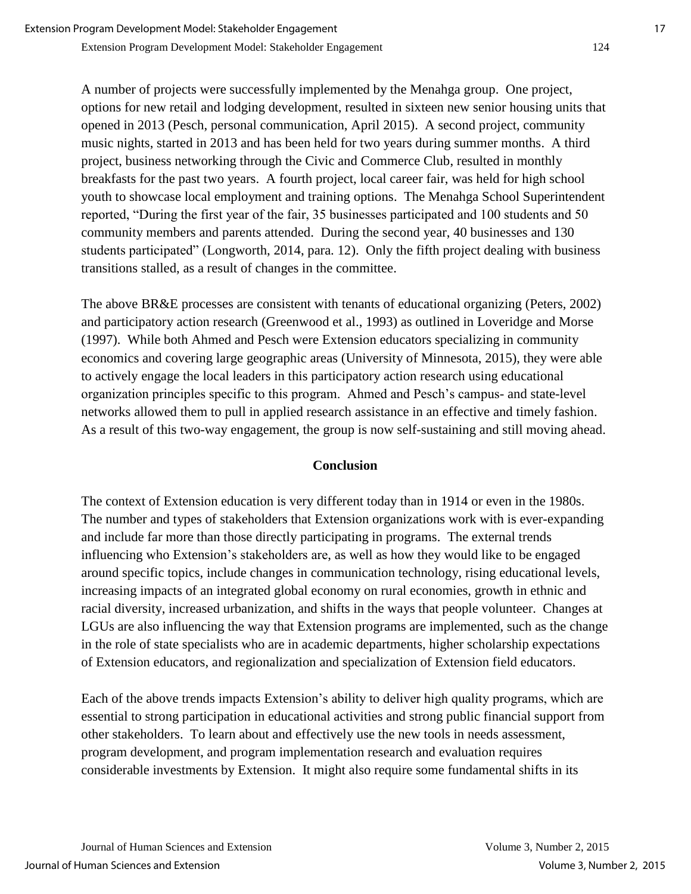A number of projects were successfully implemented by the Menahga group. One project, options for new retail and lodging development, resulted in sixteen new senior housing units that opened in 2013 (Pesch, personal communication, April 2015). A second project, community music nights, started in 2013 and has been held for two years during summer months. A third project, business networking through the Civic and Commerce Club, resulted in monthly breakfasts for the past two years. A fourth project, local career fair, was held for high school youth to showcase local employment and training options. The Menahga School Superintendent reported, "During the first year of the fair, 35 businesses participated and 100 students and 50 community members and parents attended. During the second year, 40 businesses and 130 students participated" (Longworth, 2014, para. 12). Only the fifth project dealing with business transitions stalled, as a result of changes in the committee.

The above BR&E processes are consistent with tenants of educational organizing (Peters, 2002) and participatory action research (Greenwood et al., 1993) as outlined in Loveridge and Morse (1997). While both Ahmed and Pesch were Extension educators specializing in community economics and covering large geographic areas (University of Minnesota, 2015), they were able to actively engage the local leaders in this participatory action research using educational organization principles specific to this program. Ahmed and Pesch's campus- and state-level networks allowed them to pull in applied research assistance in an effective and timely fashion. As a result of this two-way engagement, the group is now self-sustaining and still moving ahead.

## Conclusion

The context of Extension education is very different today than in 1914 or even in the 1980s. The number and types of stakeholders that Extension organizations work with is ever-expanding and include far more than those directly participating in programs. The external trends influencing who Extension's stakeholders are, as well as how they would like to be engaged around specific topics, include changes in communication technology, rising educational levels, increasing impacts of an integrated global economy on rural economies, growth in ethnic and racial diversity, increased urbanization, and shifts in the ways that people volunteer. Changes at LGUs are also influencing the way that Extension programs are implemented, such as the change in the role of state specialists who are in academic departments, higher scholarship expectations of Extension educators, and regionalization and specialization of Extension field educators.

Each of the above trends impacts Extension's ability to deliver high quality programs, which are essential to strong participation in educational activities and strong public financial support from other stakeholders. To learn about and effectively use the new tools in needs assessment, program development, and program implementation research and evaluation requires considerable investments by Extension. It might also require some fundamental shifts in its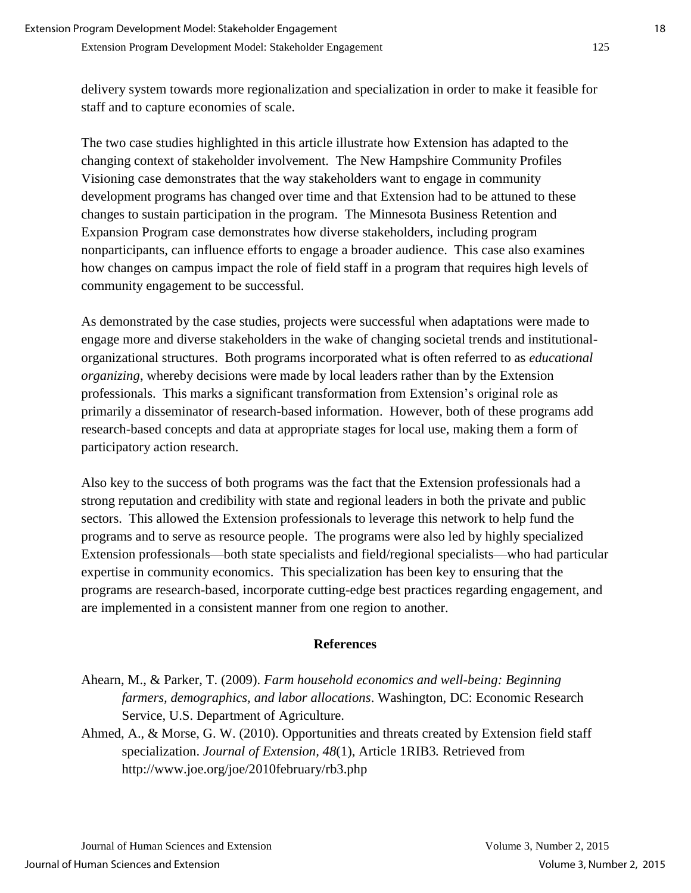delivery system towards more regionalization and specialization in order to make it feasible for staff and to capture economies of scale.

The two case studies highlighted in this article illustrate how Extension has adapted to the changing context of stakeholder involvement. The New Hampshire Community Profiles Visioning case demonstrates that the way stakeholders want to engage in community development programs has changed over time and that Extension had to be attuned to these changes to sustain participation in the program. The Minnesota Business Retention and Expansion Program case demonstrates how diverse stakeholders, including program nonparticipants, can influence efforts to engage a broader audience. This case also examines how changes on campus impact the role of field staff in a program that requires high levels of community engagement to be successful.

As demonstrated by the case studies, projects were successful when adaptations were made to engage more and diverse stakeholders in the wake of changing societal trends and institutional-organizational structures. Both programs incorporated what is often referred to as *educational organizing*, whereby decisions were made by local leaders rather than by the Extension professionals. This marks a significant transformation from Extension's original role as primarily a disseminator of research-based information. However, both of these programs add research-based concepts and data at appropriate stages for local use, making them a form of participatory action research.

Also key to the success of both programs was the fact that the Extension professionals had a strong reputation and credibility with state and regional leaders in both the private and public sectors. This allowed the Extension professionals to leverage this network to help fund the programs and to serve as resource people. The programs were also led by highly specialized Extension professionals—both state specialists and field/regional specialists—who had particular expertise in community economics. This specialization has been key to ensuring that the programs are research-based, incorporate cutting-edge best practices regarding engagement, and are implemented in a consistent manner from one region to another.

## References

Ahearn, M., & Parker, T. (2009). *Farm household economics and well-being: Beginning farmers, demographics, and labor allocations*. Washington, DC: Economic Research Service, U.S. Department of Agriculture.

Ahmed, A., & Morse, G. W. (2010). Opportunities and threats created by Extension field staff specialization. *Journal of Extension, 48*(1), Article 1RIB3. Retrieved from http://www.joe.org/joe/2010february/rb3.php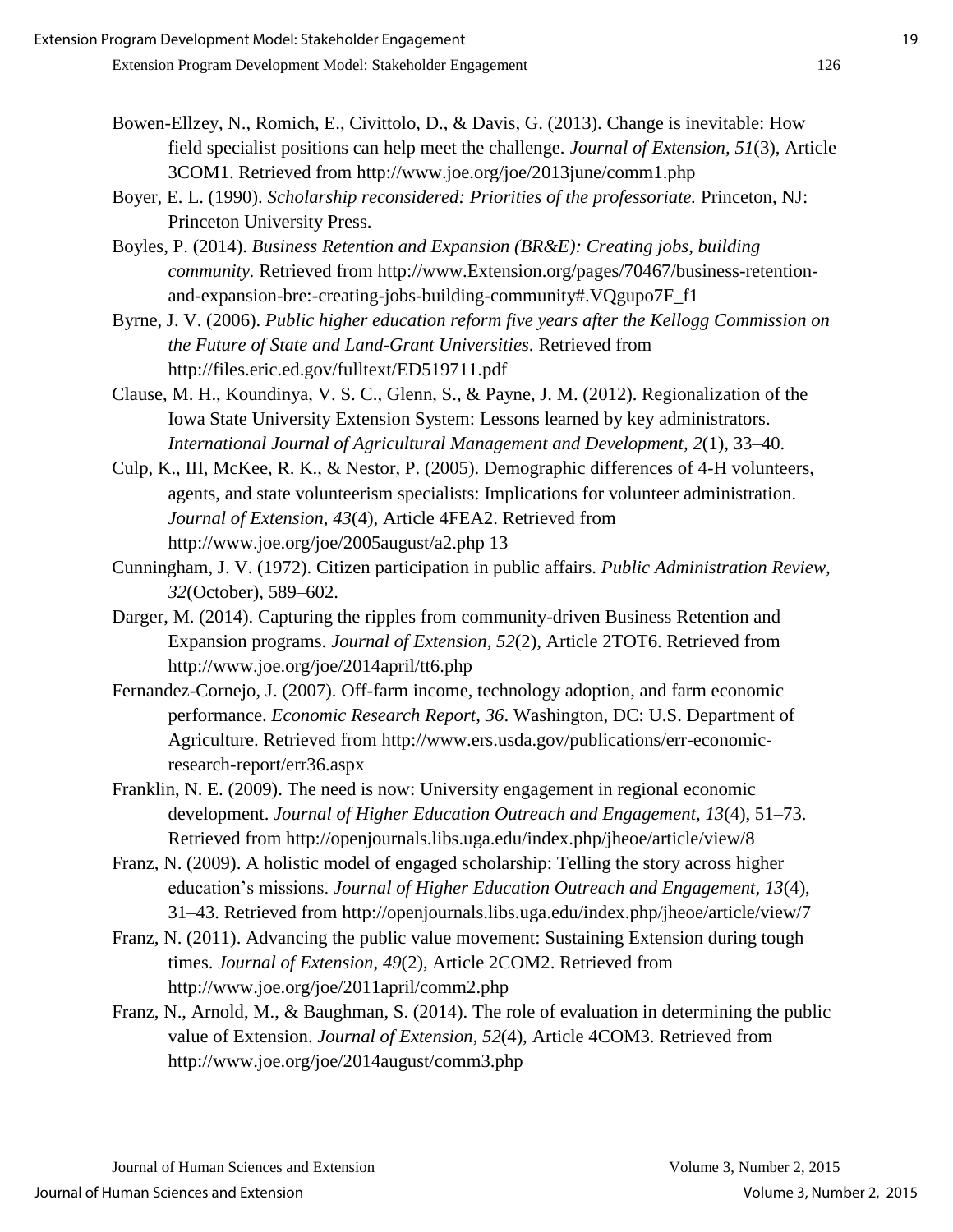Bowen-Ellzey, N., Romich, E., Civittolo, D., & Davis, G. (2013). Change is inevitable: How field specialist positions can help meet the challenge. *Journal of Extension, 51*(3), Article 3COM1. Retrieved from http://www.joe.org/joe/2013june/comm1.php

Boyer, E. L. (1990). *Scholarship reconsidered: Priorities of the professoriate.* Princeton, NJ: Princeton University Press.

Boyles, P. (2014). *Business Retention and Expansion (BR&E): Creating jobs, building community.* Retrieved from http://www.Extension.org/pages/70467/business-retention-and-expansion-bre:-creating-jobs-building-community#.VQgupo7F_f1

Byrne, J. V. (2006). *Public higher education reform five years after the Kellogg Commission on the Future of State and Land-Grant Universities*. Retrieved from http://files.eric.ed.gov/fulltext/ED519711.pdf

Clause, M. H., Koundinya, V. S. C., Glenn, S., & Payne, J. M. (2012). Regionalization of the Iowa State University Extension System: Lessons learned by key administrators. *International Journal of Agricultural Management and Development, 2*(1), 33–40.

Culp, K., III, McKee, R. K., & Nestor, P. (2005). Demographic differences of 4-H volunteers, agents, and state volunteerism specialists: Implications for volunteer administration. *Journal of Extension*, *43*(4), Article 4FEA2. Retrieved from http://www.joe.org/joe/2005august/a2.php 13

Cunningham, J. V. (1972). Citizen participation in public affairs. *Public Administration Review, 32*(October), 589–602.

Darger, M. (2014). Capturing the ripples from community-driven Business Retention and Expansion programs. *Journal of Extension*, *52*(2), Article 2TOT6. Retrieved from http://www.joe.org/joe/2014april/tt6.php

Fernandez-Cornejo, J. (2007). Off-farm income, technology adoption, and farm economic performance. *Economic Research Report*, *36*. Washington, DC: U.S. Department of Agriculture. Retrieved from http://www.ers.usda.gov/publications/err-economic-research-report/err36.aspx

Franklin, N. E. (2009). The need is now: University engagement in regional economic development. *Journal of Higher Education Outreach and Engagement, 13*(4), 51–73. Retrieved from http://openjournals.libs.uga.edu/index.php/jheoe/article/view/8

Franz, N. (2009). A holistic model of engaged scholarship: Telling the story across higher education's missions. *Journal of Higher Education Outreach and Engagement, 13*(4), 31–43. Retrieved from http://openjournals.libs.uga.edu/index.php/jheoe/article/view/7

Franz, N. (2011). Advancing the public value movement: Sustaining Extension during tough times. *Journal of Extension*, *49*(2), Article 2COM2. Retrieved from http://www.joe.org/joe/2011april/comm2.php

Franz, N., Arnold, M., & Baughman, S. (2014). The role of evaluation in determining the public value of Extension. *Journal of Extension*, *52*(4), Article 4COM3. Retrieved from http://www.joe.org/joe/2014august/comm3.php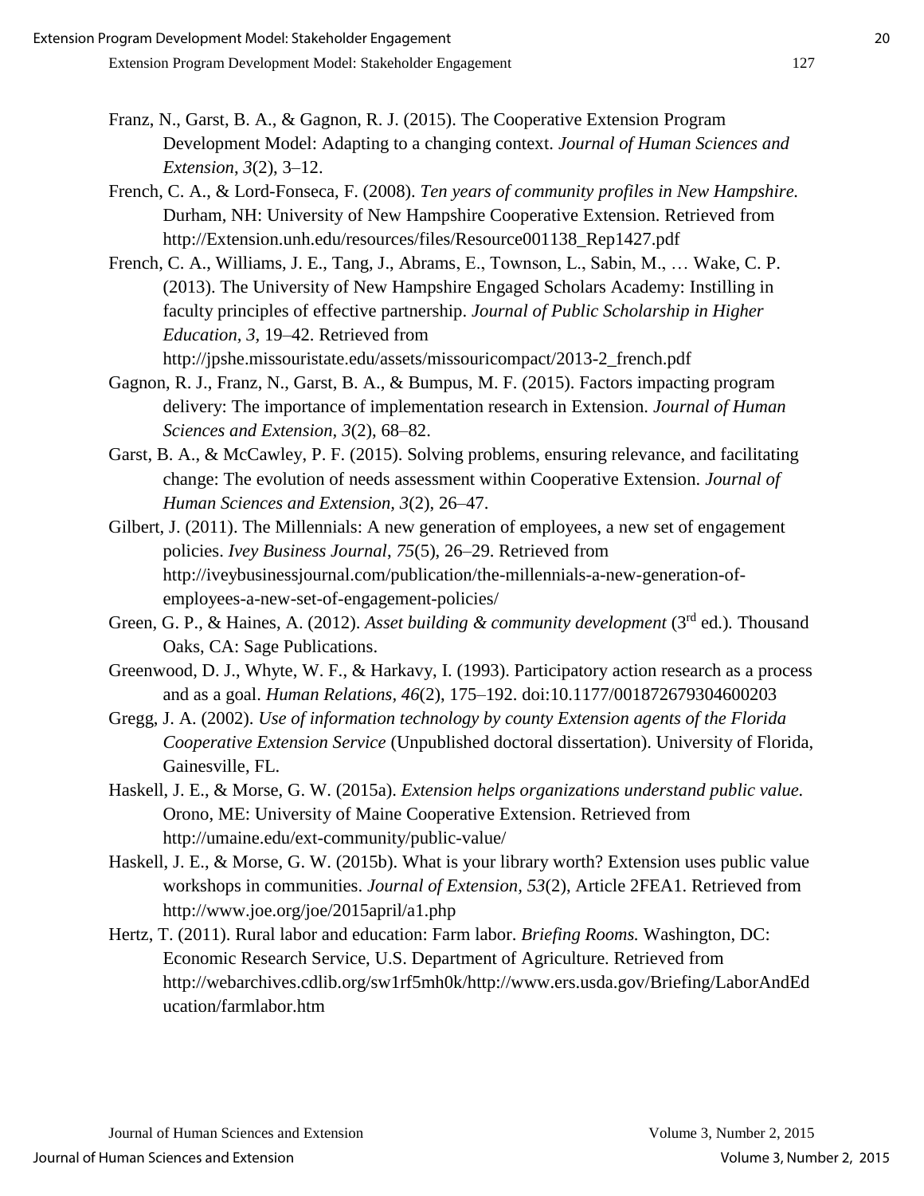Franz, N., Garst, B. A., & Gagnon, R. J. (2015). The Cooperative Extension Program Development Model: Adapting to a changing context. *Journal of Human Sciences and Extension*, *3*(2), 3–12.

French, C. A., & Lord-Fonseca, F. (2008). *Ten years of community profiles in New Hampshire.* Durham, NH: University of New Hampshire Cooperative Extension. Retrieved from http://Extension.unh.edu/resources/files/Resource001138_Rep1427.pdf

French, C. A., Williams, J. E., Tang, J., Abrams, E., Townson, L., Sabin, M., … Wake, C. P. (2013). The University of New Hampshire Engaged Scholars Academy: Instilling in faculty principles of effective partnership. *Journal of Public Scholarship in Higher Education, 3,* 19–42. Retrieved from http://jpshe.missouristate.edu/assets/missouricompact/2013-2_french.pdf

Gagnon, R. J., Franz, N., Garst, B. A., & Bumpus, M. F. (2015). Factors impacting program delivery: The importance of implementation research in Extension. *Journal of Human Sciences and Extension, 3*(2), 68–82.

Garst, B. A., & McCawley, P. F. (2015). Solving problems, ensuring relevance, and facilitating change: The evolution of needs assessment within Cooperative Extension. *Journal of Human Sciences and Extension, 3*(2), 26–47.

Gilbert, J. (2011). The Millennials: A new generation of employees, a new set of engagement policies. *Ivey Business Journal*, *75*(5), 26–29. Retrieved from http://iveybusinessjournal.com/publication/the-millennials-a-new-generation-of-employees-a-new-set-of-engagement-policies/

Green, G. P., & Haines, A. (2012). *Asset building & community development* (3rd ed.)*.* Thousand Oaks, CA: Sage Publications.

Greenwood, D. J., Whyte, W. F., & Harkavy, I. (1993). Participatory action research as a process and as a goal. *Human Relations*, *46*(2), 175–192. doi:10.1177/001872679304600203

Gregg, J. A. (2002). *Use of information technology by county Extension agents of the Florida Cooperative Extension Service* (Unpublished doctoral dissertation). University of Florida, Gainesville, FL.

Haskell, J. E., & Morse, G. W. (2015a). *Extension helps organizations understand public value.* Orono, ME: University of Maine Cooperative Extension. Retrieved from http://umaine.edu/ext-community/public-value/

Haskell, J. E., & Morse, G. W. (2015b). What is your library worth? Extension uses public value workshops in communities. *Journal of Extension, 53*(2), Article 2FEA1. Retrieved from http://www.joe.org/joe/2015april/a1.php

Hertz, T. (2011). Rural labor and education: Farm labor. *Briefing Rooms.* Washington, DC: Economic Research Service, U.S. Department of Agriculture. Retrieved from http://webarchives.cdlib.org/sw1rf5mh0k/http://www.ers.usda.gov/Briefing/LaborAndEducation/farmlabor.htm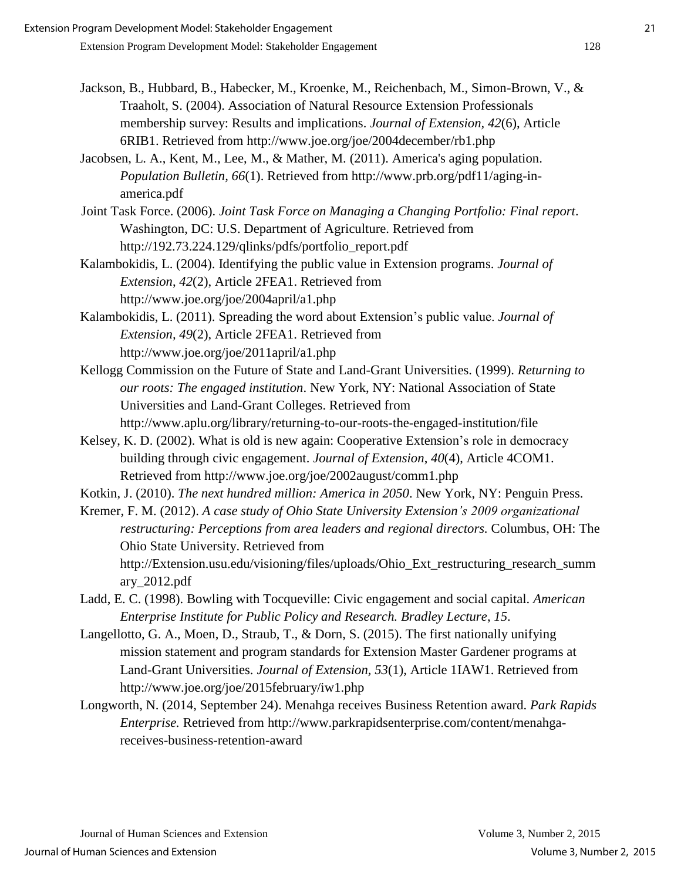Jackson, B., Hubbard, B., Habecker, M., Kroenke, M., Reichenbach, M., Simon-Brown, V., & Traaholt, S. (2004). Association of Natural Resource Extension Professionals membership survey: Results and implications. *Journal of Extension*, *42*(6), Article 6RIB1. Retrieved from http://www.joe.org/joe/2004december/rb1.php

Jacobsen, L. A., Kent, M., Lee, M., & Mather, M. (2011). America's aging population. *Population Bulletin*, *66*(1). Retrieved from http://www.prb.org/pdf11/aging-in-america.pdf

Joint Task Force. (2006). *Joint Task Force on Managing a Changing Portfolio: Final report*. Washington, DC: U.S. Department of Agriculture. Retrieved from http://192.73.224.129/qlinks/pdfs/portfolio_report.pdf

Kalambokidis, L. (2004). Identifying the public value in Extension programs. *Journal of Extension*, *42*(2), Article 2FEA1. Retrieved from http://www.joe.org/joe/2004april/a1.php

Kalambokidis, L. (2011). Spreading the word about Extension's public value. *Journal of Extension, 49*(2), Article 2FEA1. Retrieved from http://www.joe.org/joe/2011april/a1.php

Kellogg Commission on the Future of State and Land-Grant Universities. (1999). *Returning to our roots: The engaged institution*. New York, NY: National Association of State Universities and Land-Grant Colleges. Retrieved from http://www.aplu.org/library/returning-to-our-roots-the-engaged-institution/file

Kelsey, K. D. (2002). What is old is new again: Cooperative Extension's role in democracy building through civic engagement. *Journal of Extension*, *40*(4), Article 4COM1. Retrieved from http://www.joe.org/joe/2002august/comm1.php

Kotkin, J. (2010). *The next hundred million: America in 2050*. New York, NY: Penguin Press.

Kremer, F. M. (2012). *A case study of Ohio State University Extension's 2009 organizational restructuring: Perceptions from area leaders and regional directors.* Columbus, OH: The Ohio State University. Retrieved from http://Extension.usu.edu/visioning/files/uploads/Ohio_Ext_restructuring_research_summary_2012.pdf

Ladd, E. C. (1998). Bowling with Tocqueville: Civic engagement and social capital. *American Enterprise Institute for Public Policy and Research. Bradley Lecture*, *15*.

Langellotto, G. A., Moen, D., Straub, T., & Dorn, S. (2015). The first nationally unifying mission statement and program standards for Extension Master Gardener programs at Land-Grant Universities. *Journal of Extension*, *53*(1), Article 1IAW1. Retrieved from http://www.joe.org/joe/2015february/iw1.php

Longworth, N. (2014, September 24). Menahga receives Business Retention award. *Park Rapids Enterprise.* Retrieved from http://www.parkrapidsenterprise.com/content/menahga-receives-business-retention-award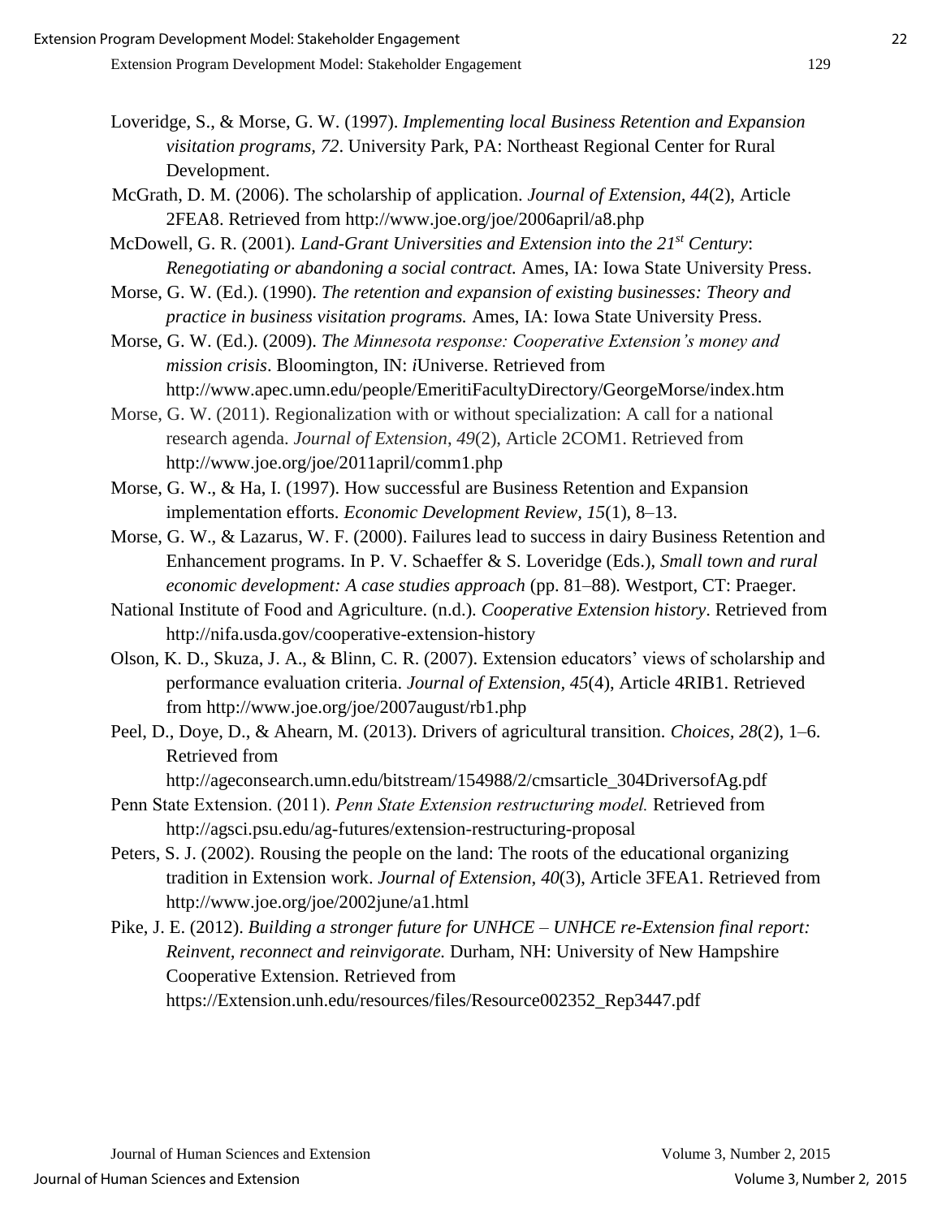Loveridge, S., & Morse, G. W. (1997). *Implementing local Business Retention and Expansion visitation programs, 72*. University Park, PA: Northeast Regional Center for Rural Development.

McGrath, D. M. (2006). The scholarship of application. *Journal of Extension, 44*(2), Article 2FEA8. Retrieved from http://www.joe.org/joe/2006april/a8.php

McDowell, G. R. (2001). *Land-Grant Universities and Extension into the 21st Century*: *Renegotiating or abandoning a social contract.* Ames, IA: Iowa State University Press.

Morse, G. W. (Ed.). (1990). *The retention and expansion of existing businesses: Theory and practice in business visitation programs.* Ames, IA: Iowa State University Press.

Morse, G. W. (Ed.). (2009). *The Minnesota response: Cooperative Extension's money and mission crisis*. Bloomington, IN: *i*Universe. Retrieved from http://www.apec.umn.edu/people/EmeritiFacultyDirectory/GeorgeMorse/index.htm

Morse, G. W. (2011). Regionalization with or without specialization: A call for a national research agenda. *Journal of Extension*, *49*(2), Article 2COM1. Retrieved from http://www.joe.org/joe/2011april/comm1.php

Morse, G. W., & Ha, I. (1997). How successful are Business Retention and Expansion implementation efforts. *Economic Development Review, 15*(1), 8–13.

Morse, G. W., & Lazarus, W. F. (2000). Failures lead to success in dairy Business Retention and Enhancement programs. In P. V. Schaeffer & S. Loveridge (Eds.), *Small town and rural economic development: A case studies approach* (pp. 81–88)*.* Westport, CT: Praeger.

National Institute of Food and Agriculture. (n.d.). *Cooperative Extension history*. Retrieved from http://nifa.usda.gov/cooperative-extension-history

Olson, K. D., Skuza, J. A., & Blinn, C. R. (2007). Extension educators' views of scholarship and performance evaluation criteria. *Journal of Extension, 45*(4), Article 4RIB1. Retrieved from http://www.joe.org/joe/2007august/rb1.php

Peel, D., Doye, D., & Ahearn, M. (2013). Drivers of agricultural transition. *Choices*, *28*(2), 1–6. Retrieved from http://ageconsearch.umn.edu/bitstream/154988/2/cmsarticle_304DriversofAg.pdf

Penn State Extension. (2011). *Penn State Extension restructuring model.* Retrieved from http://agsci.psu.edu/ag-futures/extension-restructuring-proposal

Peters, S. J. (2002). Rousing the people on the land: The roots of the educational organizing tradition in Extension work. *Journal of Extension*, *40*(3), Article 3FEA1. Retrieved from http://www.joe.org/joe/2002june/a1.html

Pike, J. E. (2012). *Building a stronger future for UNHCE – UNHCE re-Extension final report: Reinvent, reconnect and reinvigorate.* Durham, NH: University of New Hampshire Cooperative Extension. Retrieved from https://Extension.unh.edu/resources/files/Resource002352_Rep3447.pdf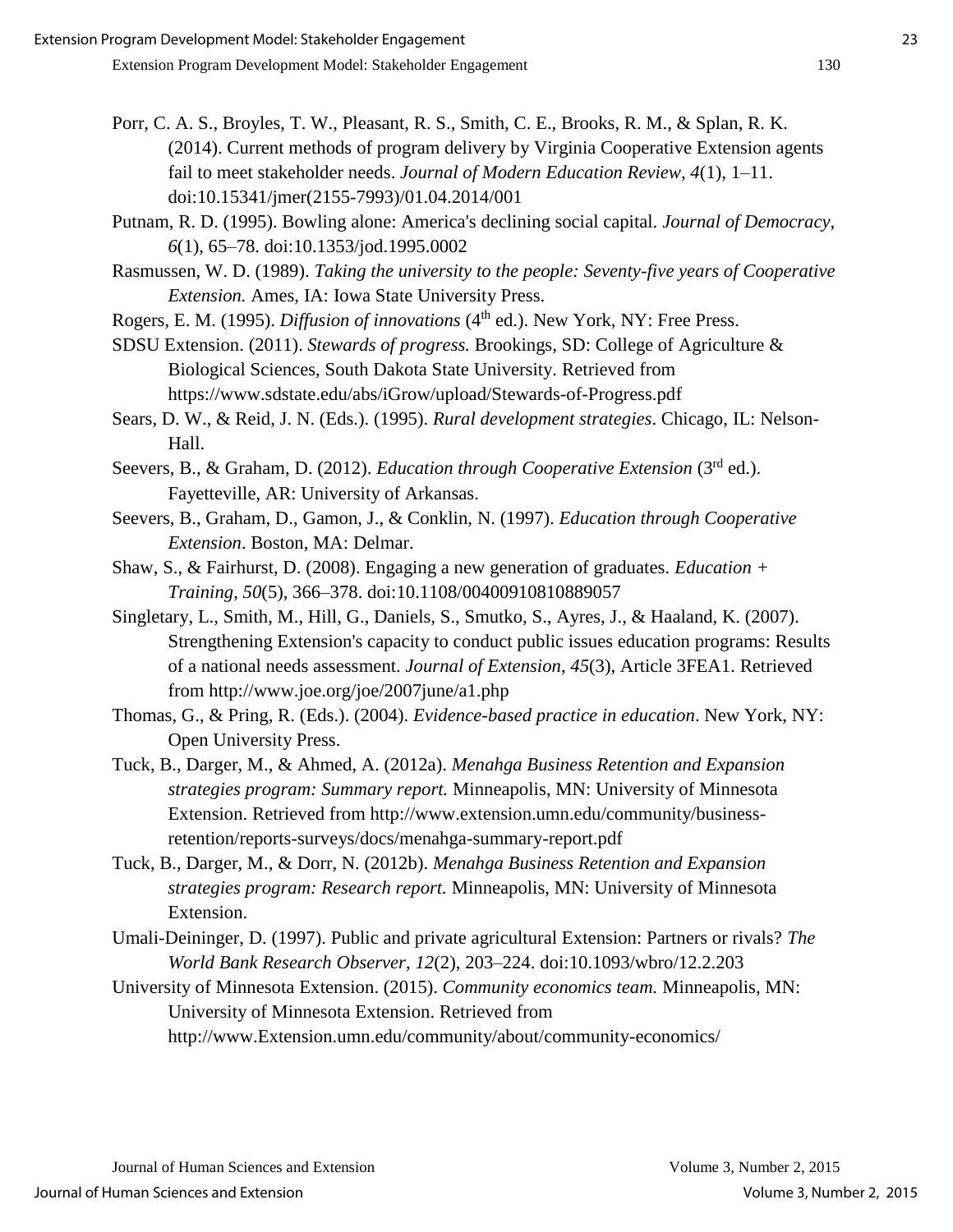Porr, C. A. S., Broyles, T. W., Pleasant, R. S., Smith, C. E., Brooks, R. M., & Splan, R. K. (2014). Current methods of program delivery by Virginia Cooperative Extension agents fail to meet stakeholder needs. *Journal of Modern Education Review, 4*(1), 1–11. doi:10.15341/jmer(2155-7993)/01.04.2014/001

Putnam, R. D. (1995). Bowling alone: America's declining social capital. *Journal of Democracy*, *6*(1), 65–78. doi:10.1353/jod.1995.0002

Rasmussen, W. D. (1989). *Taking the university to the people: Seventy-five years of Cooperative Extension.* Ames, IA: Iowa State University Press.

Rogers, E. M. (1995). *Diffusion of innovations* (4th ed.). New York, NY: Free Press.

SDSU Extension. (2011). *Stewards of progress.* Brookings, SD: College of Agriculture & Biological Sciences, South Dakota State University. Retrieved from https://www.sdstate.edu/abs/iGrow/upload/Stewards-of-Progress.pdf

Sears, D. W., & Reid, J. N. (Eds.). (1995). *Rural development strategies*. Chicago, IL: Nelson-Hall.

Seevers, B., & Graham, D. (2012). *Education through Cooperative Extension* (3rd ed.). Fayetteville, AR: University of Arkansas.

Seevers, B., Graham, D., Gamon, J., & Conklin, N. (1997). *Education through Cooperative Extension*. Boston, MA: Delmar.

Shaw, S., & Fairhurst, D. (2008). Engaging a new generation of graduates. *Education + Training*, *50*(5), 366–378. doi:10.1108/00400910810889057

Singletary, L., Smith, M., Hill, G., Daniels, S., Smutko, S., Ayres, J., & Haaland, K. (2007). Strengthening Extension's capacity to conduct public issues education programs: Results of a national needs assessment. *Journal of Extension*, *45*(3), Article 3FEA1. Retrieved from http://www.joe.org/joe/2007june/a1.php

Thomas, G., & Pring, R. (Eds.). (2004). *Evidence-based practice in education*. New York, NY: Open University Press.

Tuck, B., Darger, M., & Ahmed, A. (2012a). *Menahga Business Retention and Expansion strategies program: Summary report.* Minneapolis, MN: University of Minnesota Extension. Retrieved from http://www.extension.umn.edu/community/business-retention/reports-surveys/docs/menahga-summary-report.pdf

Tuck, B., Darger, M., & Dorr, N. (2012b). *Menahga Business Retention and Expansion strategies program: Research report.* Minneapolis, MN: University of Minnesota Extension.

Umali-Deininger, D. (1997). Public and private agricultural Extension: Partners or rivals? *The World Bank Research Observer*, *12*(2), 203–224. doi:10.1093/wbro/12.2.203

University of Minnesota Extension. (2015). *Community economics team.* Minneapolis, MN: University of Minnesota Extension. Retrieved from http://www.Extension.umn.edu/community/about/community-economics/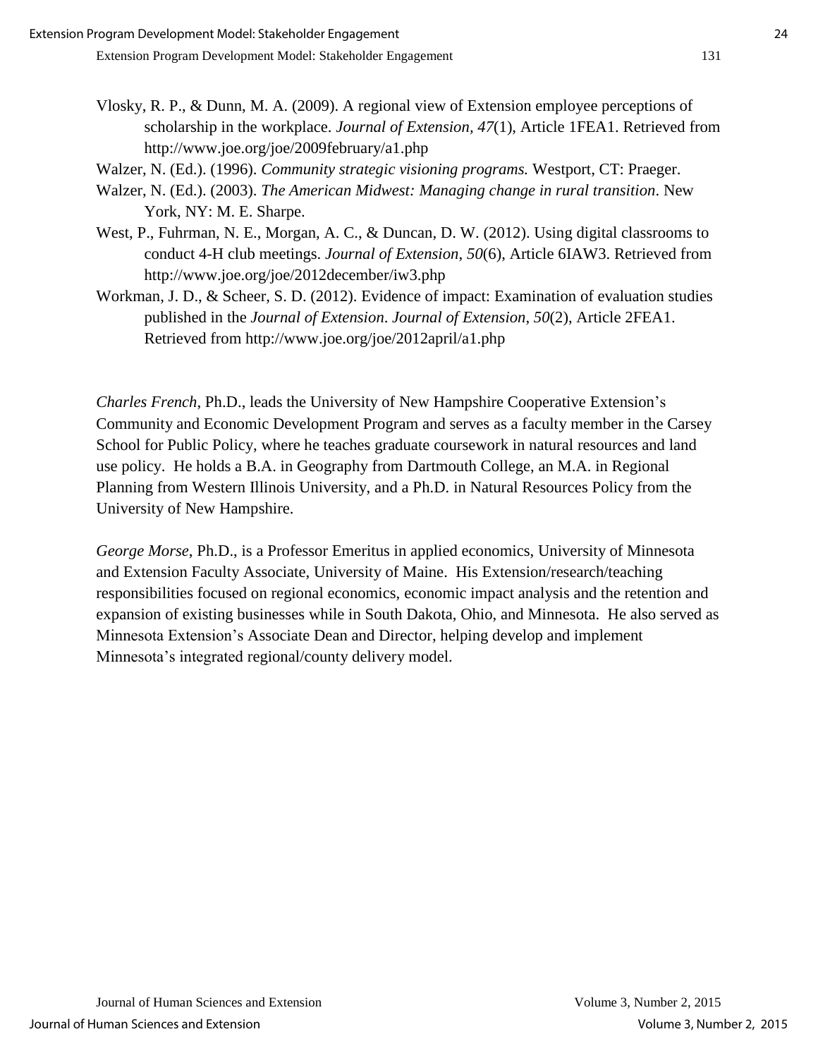Vlosky, R. P., & Dunn, M. A. (2009). A regional view of Extension employee perceptions of scholarship in the workplace. *Journal of Extension, 47*(1), Article 1FEA1. Retrieved from http://www.joe.org/joe/2009february/a1.php

Walzer, N. (Ed.). (1996). *Community strategic visioning programs.* Westport, CT: Praeger.

Walzer, N. (Ed.). (2003). *The American Midwest: Managing change in rural transition*. New York, NY: M. E. Sharpe.

West, P., Fuhrman, N. E., Morgan, A. C., & Duncan, D. W. (2012). Using digital classrooms to conduct 4-H club meetings. *Journal of Extension*, *50*(6), Article 6IAW3. Retrieved from http://www.joe.org/joe/2012december/iw3.php

Workman, J. D., & Scheer, S. D. (2012). Evidence of impact: Examination of evaluation studies published in the *Journal of Extension*. *Journal of Extension*, *50*(2), Article 2FEA1. Retrieved from http://www.joe.org/joe/2012april/a1.php

*Charles French*, Ph.D., leads the University of New Hampshire Cooperative Extension's Community and Economic Development Program and serves as a faculty member in the Carsey School for Public Policy, where he teaches graduate coursework in natural resources and land use policy. He holds a B.A. in Geography from Dartmouth College, an M.A. in Regional Planning from Western Illinois University, and a Ph.D. in Natural Resources Policy from the University of New Hampshire.

*George Morse*, Ph.D., is a Professor Emeritus in applied economics, University of Minnesota and Extension Faculty Associate, University of Maine. His Extension/research/teaching responsibilities focused on regional economics, economic impact analysis and the retention and expansion of existing businesses while in South Dakota, Ohio, and Minnesota. He also served as Minnesota Extension's Associate Dean and Director, helping develop and implement Minnesota's integrated regional/county delivery model.